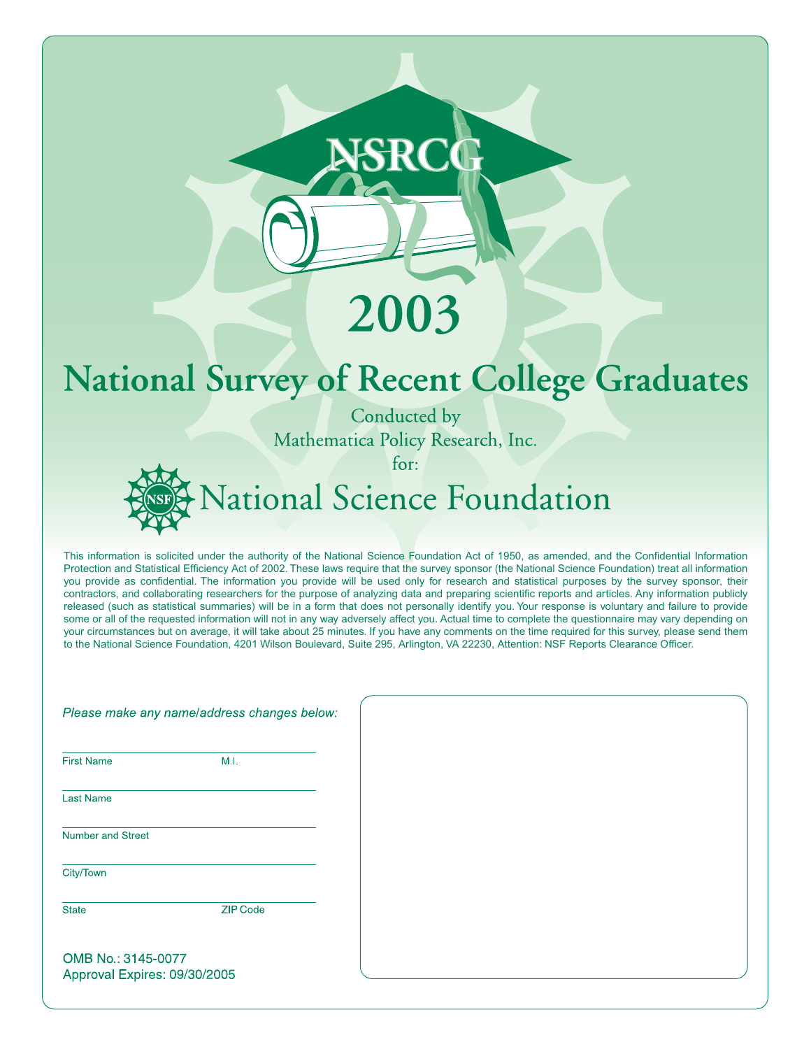# NSRCG

# 2003

# National Survey of Recent College Graduates

Conducted by

Mathematica Policy Research, Inc.

for:

## National Science Foundation

This information is solicited under the authority of the National Science Foundation Act of 1950, as amended, and the Confidential Information Protection and Statistical Efficiency Act of 2002. These laws require that the survey sponsor (the National Science Foundation) treat all information you provide as confidential. The information you provide will be used only for research and statistical purposes by the survey sponsor, their contractors, and collaborating researchers for the purpose of analyzing data and preparing scientific reports and articles. Any information publicly released (such as statistical summaries) will be in a form that does not personally identify you. Your response is voluntary and failure to provide some or all of the requested information will not in any way adversely affect you. Actual time to complete the questionnaire may vary depending on your circumstances but on average, it will take about 25 minutes. If you have any comments on the time required for this survey, please send them to the National Science Foundation, 4201 Wilson Boulevard, Suite 295, Arlington, VA 22230, Attention: NSF Reports Clearance Officer.

*Please make any name/address changes below:*

First Name ____________ M.I. ____

Last Name ____________

Number and Street ____________

City/Town ____________

State ____________ ZIP Code ____________

OMB No.: 3145-0077

Approval Expires: 09/30/2005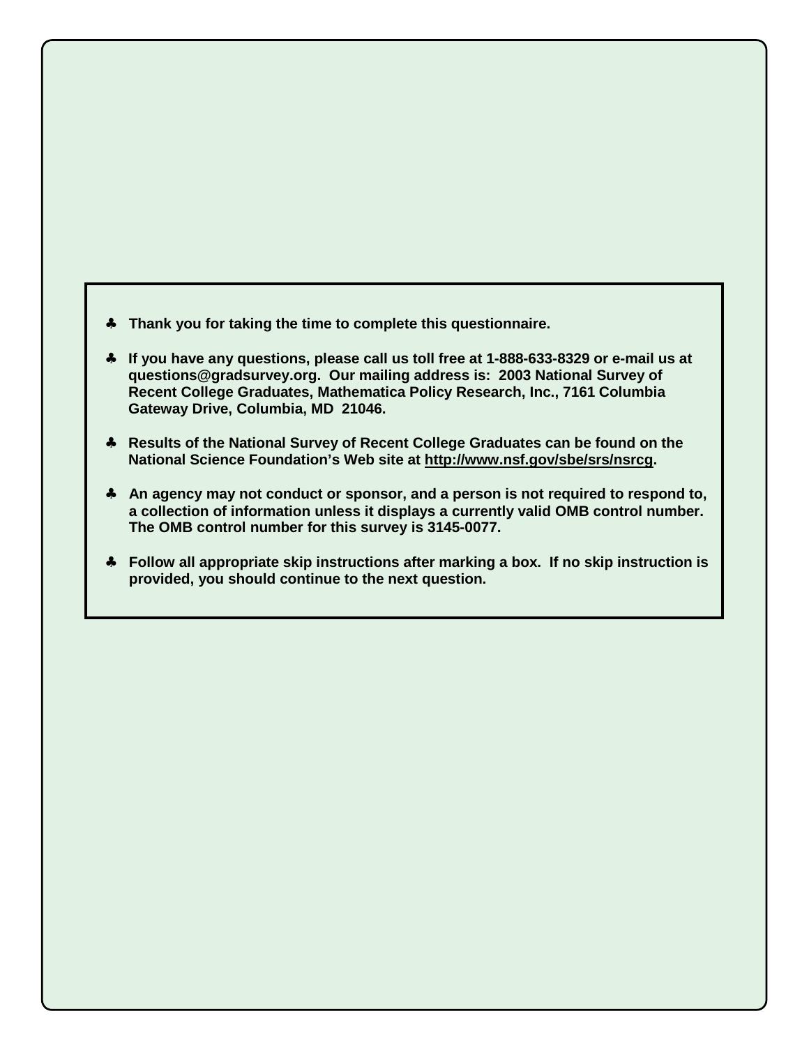- **Thank you for taking the time to complete this questionnaire.**
- **If you have any questions, please call us toll free at 1-888-633-8329 or e-mail us at questions@gradsurvey.org. Our mailing address is: 2003 National Survey of Recent College Graduates, Mathematica Policy Research, Inc., 7161 Columbia Gateway Drive, Columbia, MD 21046.**
- **Results of the National Survey of Recent College Graduates can be found on the National Science Foundation's Web site at http://www.nsf.gov/sbe/srs/nsrcg.**
- **An agency may not conduct or sponsor, and a person is not required to respond to, a collection of information unless it displays a currently valid OMB control number. The OMB control number for this survey is 3145-0077.**
- **Follow all appropriate skip instructions after marking a box. If no skip instruction is provided, you should continue to the next question.**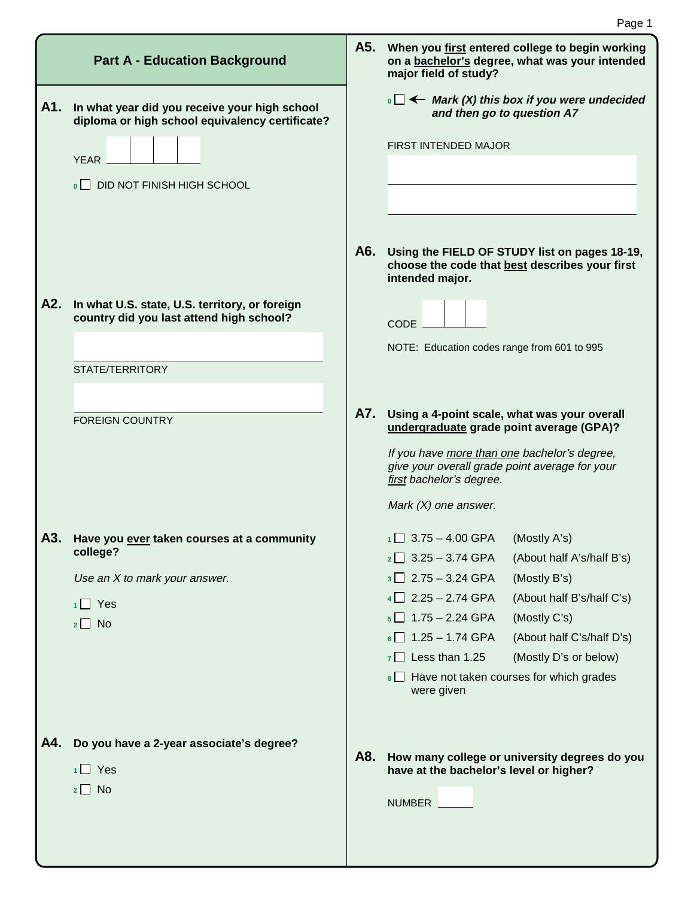## Part A - Education Background

**A1. In what year did you receive your high school diploma or high school equivalency certificate?**

YEAR ____

0 ☐ DID NOT FINISH HIGH SCHOOL

**A2. In what U.S. state, U.S. territory, or foreign country did you last attend high school?**

STATE/TERRITORY ____

FOREIGN COUNTRY ____

**A3. Have you ever taken courses at a community college?**

*Use an X to mark your answer.*

1 ☐ Yes
2 ☐ No

**A4. Do you have a 2-year associate's degree?**

1 ☐ Yes
2 ☐ No

**A5. When you first entered college to begin working on a bachelor's degree, what was your intended major field of study?**

0 ☐ ← ***Mark (X) this box if you were undecided and then go to question A7***

FIRST INTENDED MAJOR ____

**A6. Using the FIELD OF STUDY list on pages 18-19, choose the code that best describes your first intended major.**

CODE ____

NOTE: Education codes range from 601 to 995

**A7. Using a 4-point scale, what was your overall undergraduate grade point average (GPA)?**

*If you have more than one bachelor's degree, give your overall grade point average for your first bachelor's degree.*

*Mark (X) one answer.*

1 ☐ 3.75 – 4.00 GPA (Mostly A's)
2 ☐ 3.25 – 3.74 GPA (About half A's/half B's)
3 ☐ 2.75 – 3.24 GPA (Mostly B's)
4 ☐ 2.25 – 2.74 GPA (About half B's/half C's)
5 ☐ 1.75 – 2.24 GPA (Mostly C's)
6 ☐ 1.25 – 1.74 GPA (About half C's/half D's)
7 ☐ Less than 1.25 (Mostly D's or below)
8 ☐ Have not taken courses for which grades were given

**A8. How many college or university degrees do you have at the bachelor's level or higher?**

NUMBER ____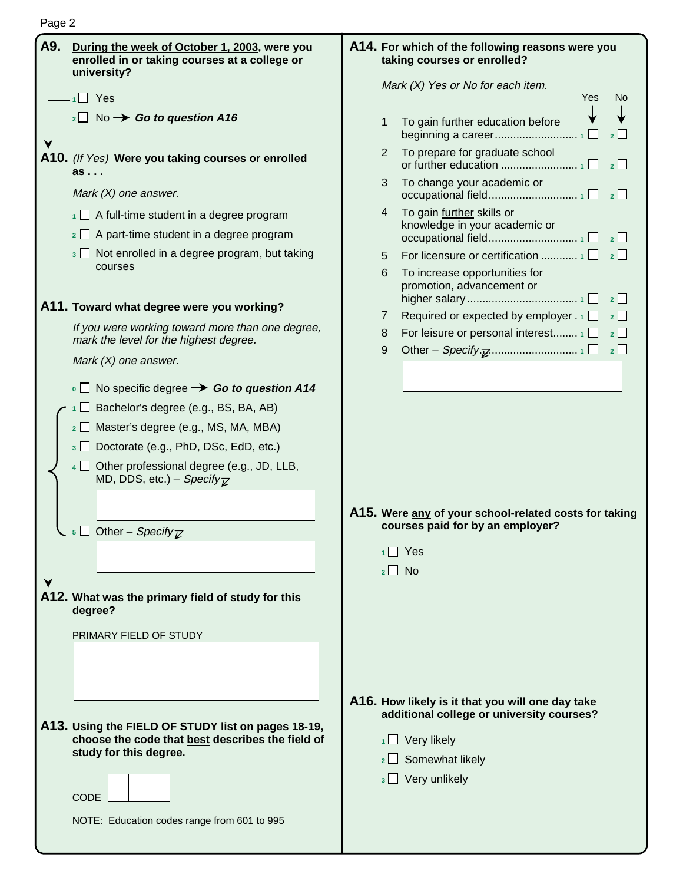**A9.** **<u>During the week of October 1, 2003</u>, were you enrolled in or taking courses at a college or university?**

- 1 ☐ Yes
- 2 ☐ No → ***Go to question A16***

**A10.** *(If Yes)* **Were you taking courses or enrolled as . . .**

*Mark (X) one answer.*

- 1 ☐ A full-time student in a degree program
- 2 ☐ A part-time student in a degree program
- 3 ☐ Not enrolled in a degree program, but taking courses

**A11.** **Toward what degree were you working?**

*If you were working toward more than one degree, mark the level for the highest degree.*

*Mark (X) one answer.*

- 0 ☐ No specific degree → ***Go to question A14***
- 1 ☐ Bachelor's degree (e.g., BS, BA, AB)
- 2 ☐ Master's degree (e.g., MS, MA, MBA)
- 3 ☐ Doctorate (e.g., PhD, DSc, EdD, etc.)
- 4 ☐ Other professional degree (e.g., JD, LLB, MD, DDS, etc.) – *Specify*
- 5 ☐ Other – *Specify*

**A12.** **What was the primary field of study for this degree?**

PRIMARY FIELD OF STUDY

**A13.** **Using the FIELD OF STUDY list on pages 18-19, choose the code that <u>best</u> describes the field of study for this degree.**

CODE

NOTE: Education codes range from 601 to 995

**A14.** **For which of the following reasons were you taking courses or enrolled?**

*Mark (X) Yes or No for each item.*

| | | Yes | No |
|---|---|---|---|
| 1 | To gain further education before beginning a career | 1 ☐ | 2 ☐ |
| 2 | To prepare for graduate school or further education | 1 ☐ | 2 ☐ |
| 3 | To change your academic or occupational field | 1 ☐ | 2 ☐ |
| 4 | To gain <u>further</u> skills or knowledge in your academic or occupational field | 1 ☐ | 2 ☐ |
| 5 | For licensure or certification | 1 ☐ | 2 ☐ |
| 6 | To increase opportunities for promotion, advancement or higher salary | 1 ☐ | 2 ☐ |
| 7 | Required or expected by employer | 1 ☐ | 2 ☐ |
| 8 | For leisure or personal interest | 1 ☐ | 2 ☐ |
| 9 | Other – *Specify* | 1 ☐ | 2 ☐ |

**A15.** **Were <u>any</u> of your school-related costs for taking courses paid for by an employer?**

- 1 ☐ Yes
- 2 ☐ No

**A16.** **How likely is it that you will one day take additional college or university courses?**

- 1 ☐ Very likely
- 2 ☐ Somewhat likely
- 3 ☐ Very unlikely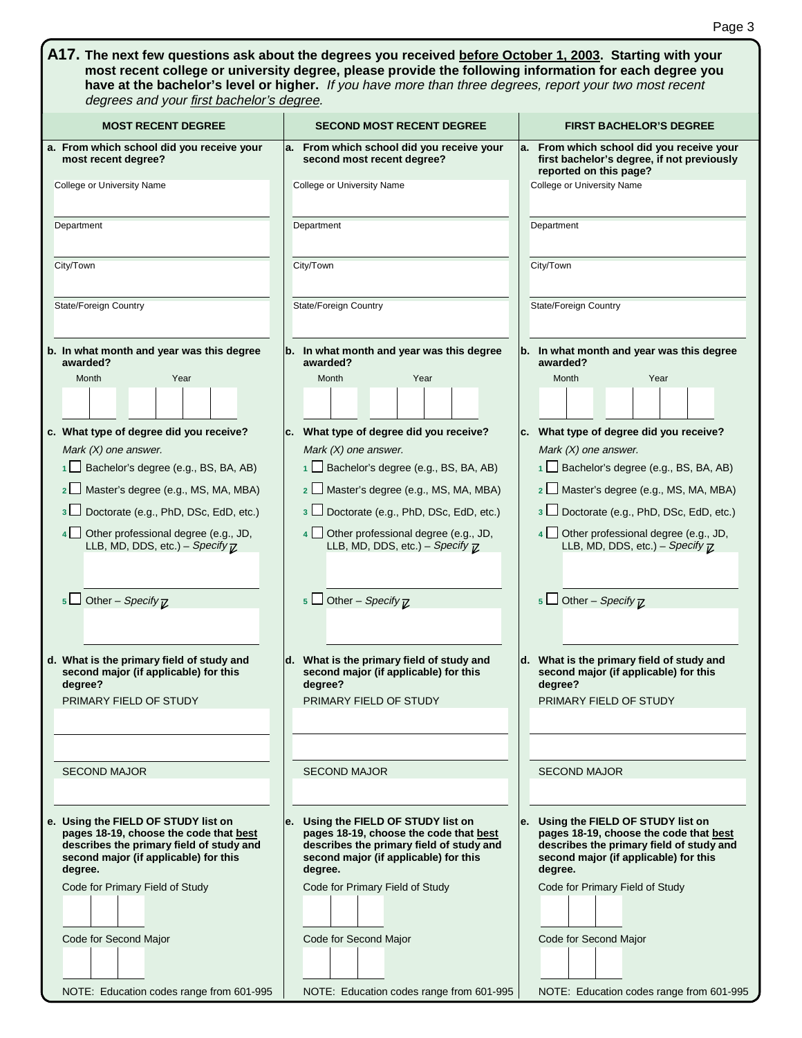**A17. The next few questions ask about the degrees you received before October 1, 2003. Starting with your most recent college or university degree, please provide the following information for each degree you have at the bachelor's level or higher.** *If you have more than three degrees, report your two most recent degrees and your first bachelor's degree.*

| MOST RECENT DEGREE | SECOND MOST RECENT DEGREE | FIRST BACHELOR'S DEGREE |
|---|---|---|
| **a. From which school did you receive your most recent degree?** | **a. From which school did you receive your second most recent degree?** | **a. From which school did you receive your first bachelor's degree, if not previously reported on this page?** |
| College or University Name | College or University Name | College or University Name |
| Department | Department | Department |
| City/Town | City/Town | City/Town |
| State/Foreign Country | State/Foreign Country | State/Foreign Country |
| **b. In what month and year was this degree awarded?** | **b. In what month and year was this degree awarded?** | **b. In what month and year was this degree awarded?** |
| Month / Year | Month / Year | Month / Year |
| **c. What type of degree did you receive?** *Mark (X) one answer.* | **c. What type of degree did you receive?** *Mark (X) one answer.* | **c. What type of degree did you receive?** *Mark (X) one answer.* |
| 1 ☐ Bachelor's degree (e.g., BS, BA, AB) | 1 ☐ Bachelor's degree (e.g., BS, BA, AB) | 1 ☐ Bachelor's degree (e.g., BS, BA, AB) |
| 2 ☐ Master's degree (e.g., MS, MA, MBA) | 2 ☐ Master's degree (e.g., MS, MA, MBA) | 2 ☐ Master's degree (e.g., MS, MA, MBA) |
| 3 ☐ Doctorate (e.g., PhD, DSc, EdD, etc.) | 3 ☐ Doctorate (e.g., PhD, DSc, EdD, etc.) | 3 ☐ Doctorate (e.g., PhD, DSc, EdD, etc.) |
| 4 ☐ Other professional degree (e.g., JD, LLB, MD, DDS, etc.) – *Specify* | 4 ☐ Other professional degree (e.g., JD, LLB, MD, DDS, etc.) – *Specify* | 4 ☐ Other professional degree (e.g., JD, LLB, MD, DDS, etc.) – *Specify* |
| 5 ☐ Other – *Specify* | 5 ☐ Other – *Specify* | 5 ☐ Other – *Specify* |
| **d. What is the primary field of study and second major (if applicable) for this degree?** | **d. What is the primary field of study and second major (if applicable) for this degree?** | **d. What is the primary field of study and second major (if applicable) for this degree?** |
| PRIMARY FIELD OF STUDY | PRIMARY FIELD OF STUDY | PRIMARY FIELD OF STUDY |
| SECOND MAJOR | SECOND MAJOR | SECOND MAJOR |
| **e. Using the FIELD OF STUDY list on pages 18-19, choose the code that best describes the primary field of study and second major (if applicable) for this degree.** | **e. Using the FIELD OF STUDY list on pages 18-19, choose the code that best describes the primary field of study and second major (if applicable) for this degree.** | **e. Using the FIELD OF STUDY list on pages 18-19, choose the code that best describes the primary field of study and second major (if applicable) for this degree.** |
| Code for Primary Field of Study | Code for Primary Field of Study | Code for Primary Field of Study |
| Code for Second Major | Code for Second Major | Code for Second Major |
| NOTE: Education codes range from 601-995 | NOTE: Education codes range from 601-995 | NOTE: Education codes range from 601-995 |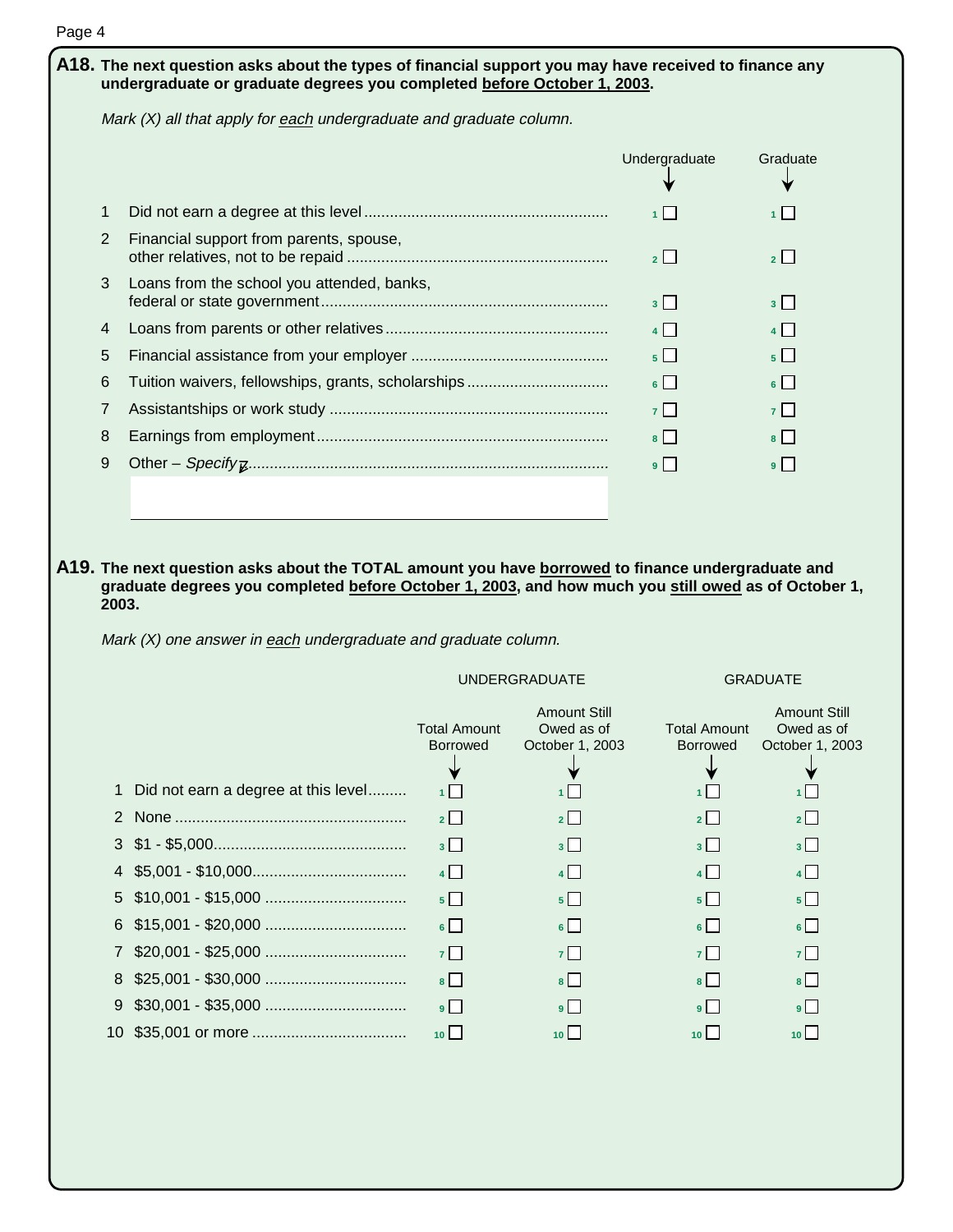**A18.** **The next question asks about the types of financial support you may have received to finance any undergraduate or graduate degrees you completed before October 1, 2003.**

*Mark (X) all that apply for each undergraduate and graduate column.*

| | | Undergraduate | Graduate |
|---|---|---|---|
| 1 | Did not earn a degree at this level | 1 ☐ | 1 ☐ |
| 2 | Financial support from parents, spouse, other relatives, not to be repaid | 2 ☐ | 2 ☐ |
| 3 | Loans from the school you attended, banks, federal or state government | 3 ☐ | 3 ☐ |
| 4 | Loans from parents or other relatives | 4 ☐ | 4 ☐ |
| 5 | Financial assistance from your employer | 5 ☐ | 5 ☐ |
| 6 | Tuition waivers, fellowships, grants, scholarships | 6 ☐ | 6 ☐ |
| 7 | Assistantships or work study | 7 ☐ | 7 ☐ |
| 8 | Earnings from employment | 8 ☐ | 8 ☐ |
| 9 | Other – *Specify* ↙ | 9 ☐ | 9 ☐ |

**A19.** **The next question asks about the TOTAL amount you have borrowed to finance undergraduate and graduate degrees you completed before October 1, 2003, and how much you still owed as of October 1, 2003.**

*Mark (X) one answer in each undergraduate and graduate column.*

| | | UNDERGRADUATE | | GRADUATE | |
|---|---|---|---|---|---|
| | | Total Amount Borrowed | Amount Still Owed as of October 1, 2003 | Total Amount Borrowed | Amount Still Owed as of October 1, 2003 |
| 1 | Did not earn a degree at this level | 1 ☐ | 1 ☐ | 1 ☐ | 1 ☐ |
| 2 | None | 2 ☐ | 2 ☐ | 2 ☐ | 2 ☐ |
| 3 | $1 - $5,000 | 3 ☐ | 3 ☐ | 3 ☐ | 3 ☐ |
| 4 | $5,001 - $10,000 | 4 ☐ | 4 ☐ | 4 ☐ | 4 ☐ |
| 5 | $10,001 - $15,000 | 5 ☐ | 5 ☐ | 5 ☐ | 5 ☐ |
| 6 | $15,001 - $20,000 | 6 ☐ | 6 ☐ | 6 ☐ | 6 ☐ |
| 7 | $20,001 - $25,000 | 7 ☐ | 7 ☐ | 7 ☐ | 7 ☐ |
| 8 | $25,001 - $30,000 | 8 ☐ | 8 ☐ | 8 ☐ | 8 ☐ |
| 9 | $30,001 - $35,000 | 9 ☐ | 9 ☐ | 9 ☐ | 9 ☐ |
| 10 | $35,001 or more | 10 ☐ | 10 ☐ | 10 ☐ | 10 ☐ |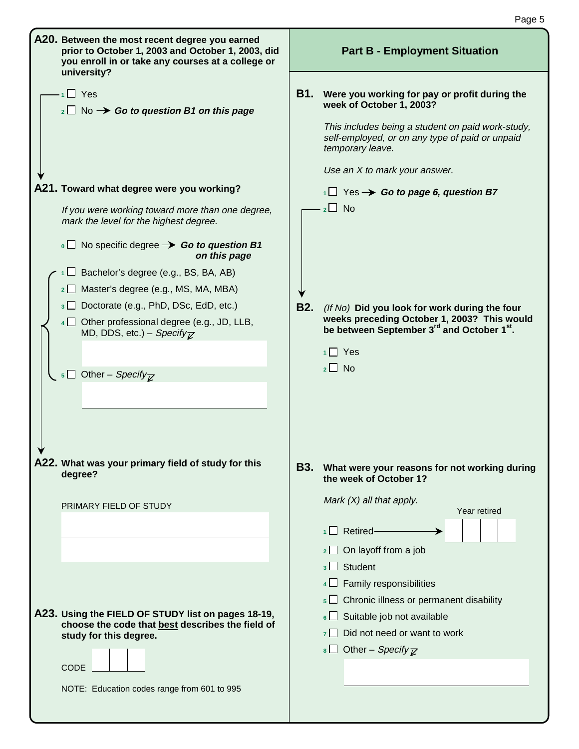**A20. Between the most recent degree you earned prior to October 1, 2003 and October 1, 2003, did you enroll in or take any courses at a college or university?**

- 1 ☐ Yes
- 2 ☐ No → ***Go to question B1 on this page***

**A21. Toward what degree were you working?**

*If you were working toward more than one degree, mark the level for the highest degree.*

- 0 ☐ No specific degree → ***Go to question B1 on this page***
- 1 ☐ Bachelor's degree (e.g., BS, BA, AB)
- 2 ☐ Master's degree (e.g., MS, MA, MBA)
- 3 ☐ Doctorate (e.g., PhD, DSc, EdD, etc.)
- 4 ☐ Other professional degree (e.g., JD, LLB, MD, DDS, etc.) – *Specify*
- 5 ☐ Other – *Specify*

**A22. What was your primary field of study for this degree?**

PRIMARY FIELD OF STUDY

**A23. Using the FIELD OF STUDY list on pages 18-19, choose the code that best describes the field of study for this degree.**

CODE

NOTE: Education codes range from 601 to 995

## Part B - Employment Situation

**B1. Were you working for pay or profit during the week of October 1, 2003?**

*This includes being a student on paid work-study, self-employed, or on any type of paid or unpaid temporary leave.*

*Use an X to mark your answer.*

- 1 ☐ Yes → ***Go to page 6, question B7***
- 2 ☐ No

**B2.** *(If No)* **Did you look for work during the four weeks preceding October 1, 2003? This would be between September 3rd and October 1st.**

- 1 ☐ Yes
- 2 ☐ No

**B3. What were your reasons for not working during the week of October 1?**

*Mark (X) all that apply.*

- 1 ☐ Retired → Year retired
- 2 ☐ On layoff from a job
- 3 ☐ Student
- 4 ☐ Family responsibilities
- 5 ☐ Chronic illness or permanent disability
- 6 ☐ Suitable job not available
- 7 ☐ Did not need or want to work
- 8 ☐ Other – *Specify*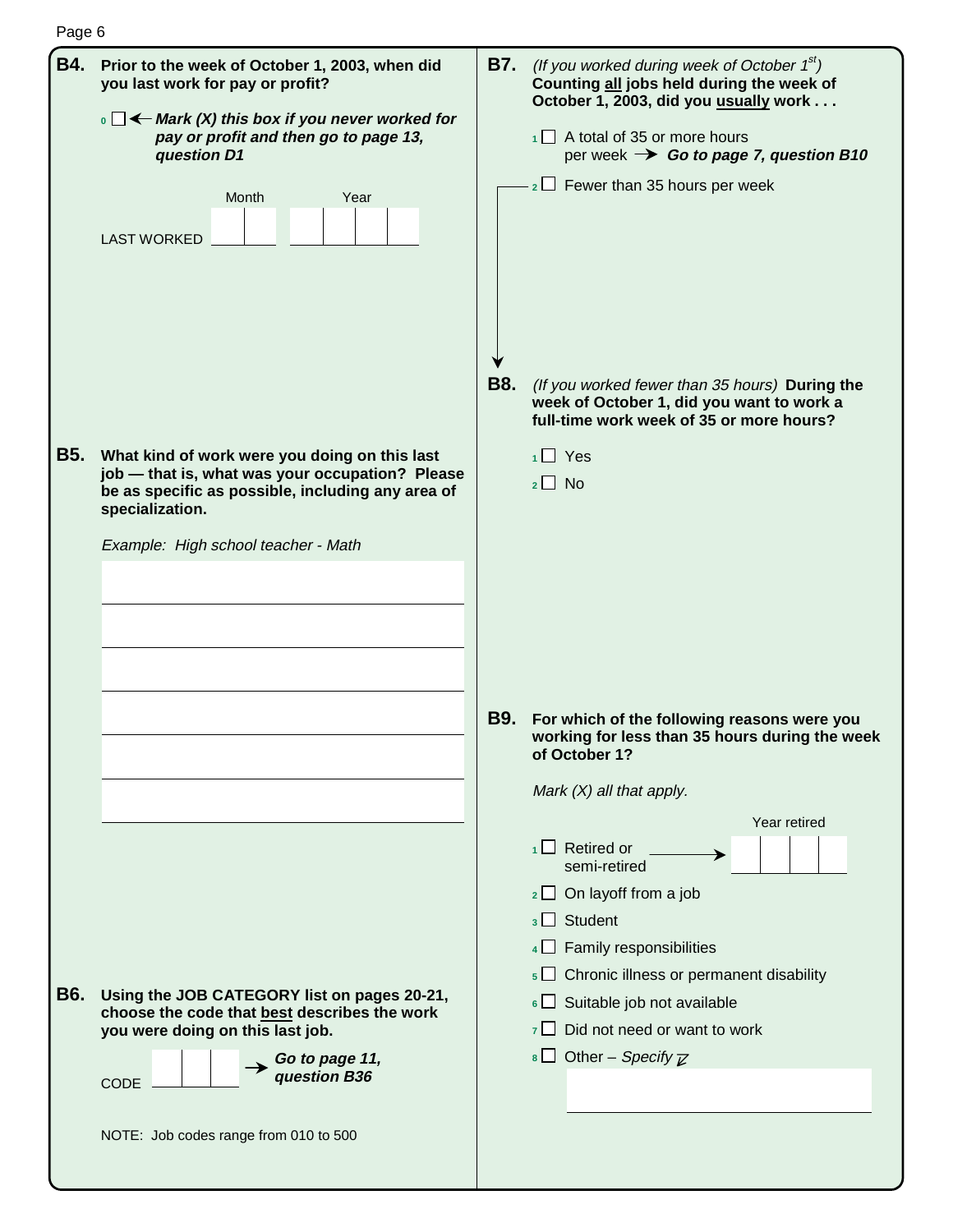**B4. Prior to the week of October 1, 2003, when did you last work for pay or profit?**

0 ☐ ← ***Mark (X) this box if you never worked for pay or profit and then go to page 13, question D1***

| | Month | | Year | | | |
|---|---|---|---|---|---|---|
| LAST WORKED | | | | | | |

**B5. What kind of work were you doing on this last job — that is, what was your occupation? Please be as specific as possible, including any area of specialization.**

*Example: High school teacher - Math*

______________________________________

______________________________________

______________________________________

______________________________________

______________________________________

______________________________________

**B6. Using the JOB CATEGORY list on pages 20-21, choose the code that best describes the work you were doing on this last job.**

CODE ☐☐☐ → ***Go to page 11, question B36***

NOTE: Job codes range from 010 to 500

**B7.** *(If you worked during week of October 1st)* **Counting all jobs held during the week of October 1, 2003, did you usually work . . .**

1 ☐ A total of 35 or more hours per week → ***Go to page 7, question B10***

2 ☐ Fewer than 35 hours per week

**B8.** *(If you worked fewer than 35 hours)* **During the week of October 1, did you want to work a full-time work week of 35 or more hours?**

1 ☐ Yes

2 ☐ No

**B9. For which of the following reasons were you working for less than 35 hours during the week of October 1?**

*Mark (X) all that apply.*

1 ☐ Retired or semi-retired → Year retired ☐☐☐☐

2 ☐ On layoff from a job

3 ☐ Student

4 ☐ Family responsibilities

5 ☐ Chronic illness or permanent disability

6 ☐ Suitable job not available

7 ☐ Did not need or want to work

8 ☐ Other – *Specify*

______________________________________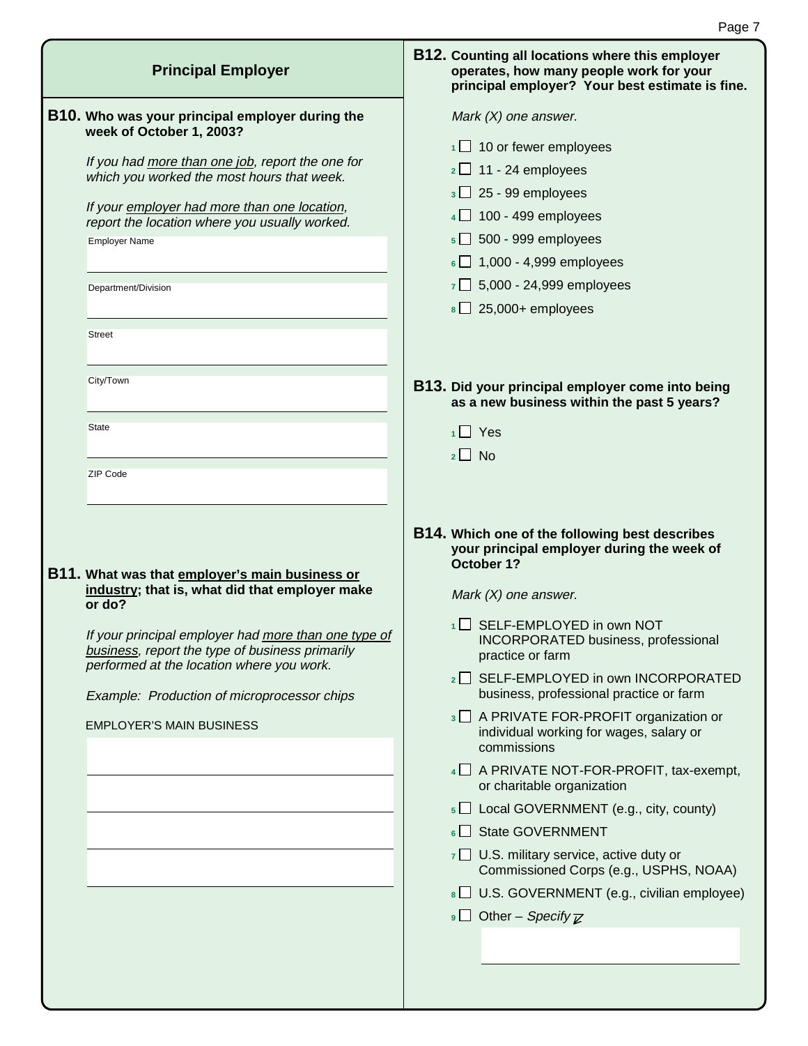## Principal Employer

**B10. Who was your principal employer during the week of October 1, 2003?**

*If you had <u>more than one job</u>, report the one for which you worked the most hours that week.*

*If your <u>employer had more than one location</u>, report the location where you usually worked.*

Employer Name

Department/Division

Street

City/Town

State

ZIP Code

**B11. What was that <u>employer's main business or industry</u>; that is, what did that employer make or do?**

*If your principal employer had <u>more than one type of business</u>, report the type of business primarily performed at the location where you work.*

*Example: Production of microprocessor chips*

EMPLOYER'S MAIN BUSINESS

**B12. Counting all locations where this employer operates, how many people work for your principal employer? Your best estimate is fine.**

*Mark (X) one answer.*

1 ☐ 10 or fewer employees
2 ☐ 11 - 24 employees
3 ☐ 25 - 99 employees
4 ☐ 100 - 499 employees
5 ☐ 500 - 999 employees
6 ☐ 1,000 - 4,999 employees
7 ☐ 5,000 - 24,999 employees
8 ☐ 25,000+ employees

**B13. Did your principal employer come into being as a new business within the past 5 years?**

1 ☐ Yes
2 ☐ No

**B14. Which one of the following best describes your principal employer during the week of October 1?**

*Mark (X) one answer.*

1 ☐ SELF-EMPLOYED in own NOT INCORPORATED business, professional practice or farm
2 ☐ SELF-EMPLOYED in own INCORPORATED business, professional practice or farm
3 ☐ A PRIVATE FOR-PROFIT organization or individual working for wages, salary or commissions
4 ☐ A PRIVATE NOT-FOR-PROFIT, tax-exempt, or charitable organization
5 ☐ Local GOVERNMENT (e.g., city, county)
6 ☐ State GOVERNMENT
7 ☐ U.S. military service, active duty or Commissioned Corps (e.g., USPHS, NOAA)
8 ☐ U.S. GOVERNMENT (e.g., civilian employee)
9 ☐ Other – *Specify*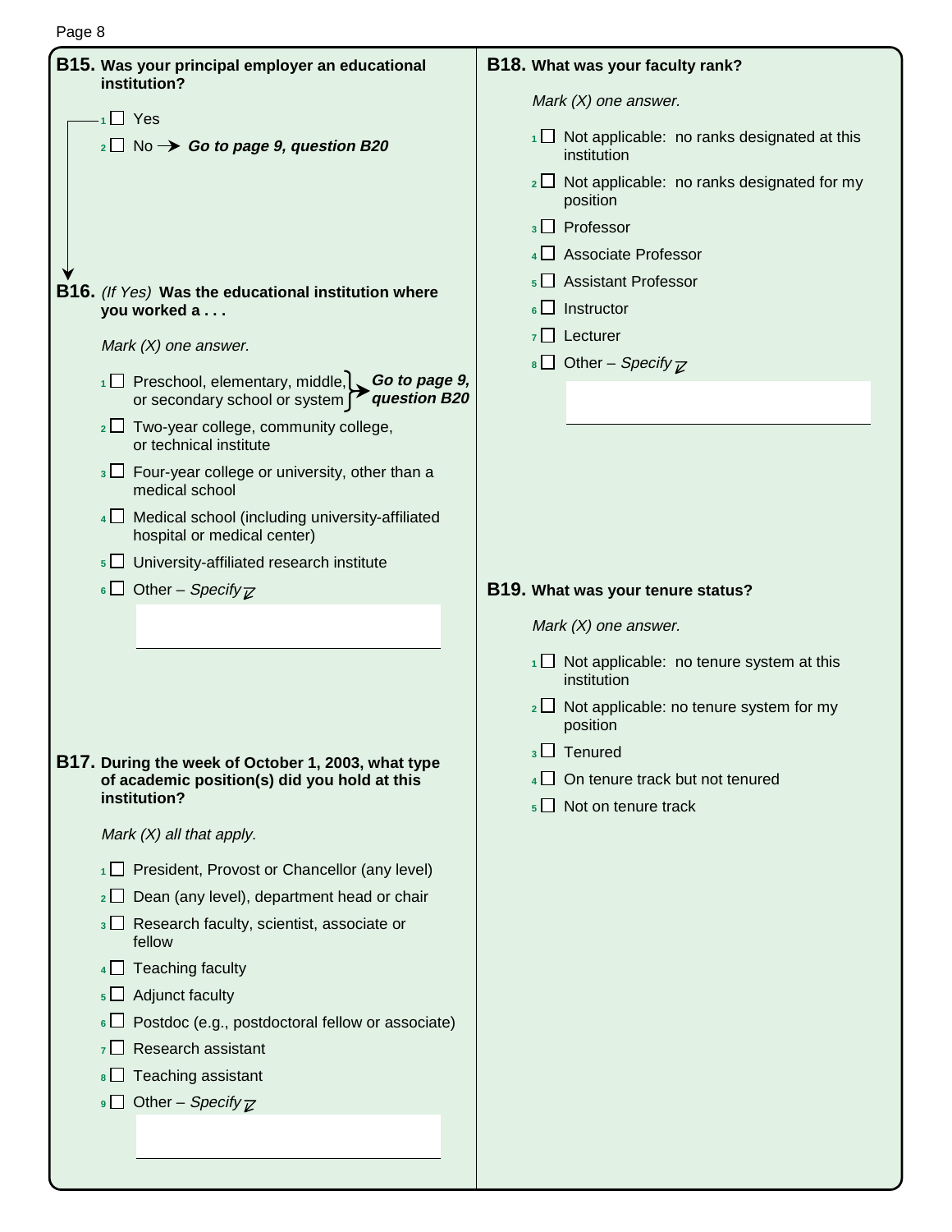**B15. Was your principal employer an educational institution?**

1 ☐ Yes

2 ☐ No → ***Go to page 9, question B20***

**B16.** *(If Yes)* **Was the educational institution where you worked a . . .**

*Mark (X) one answer.*

1 ☐ Preschool, elementary, middle, or secondary school or system → ***Go to page 9, question B20***

2 ☐ Two-year college, community college, or technical institute

3 ☐ Four-year college or university, other than a medical school

4 ☐ Medical school (including university-affiliated hospital or medical center)

5 ☐ University-affiliated research institute

6 ☐ Other – *Specify*

______________________________

**B17. During the week of October 1, 2003, what type of academic position(s) did you hold at this institution?**

*Mark (X) all that apply.*

1 ☐ President, Provost or Chancellor (any level)

2 ☐ Dean (any level), department head or chair

3 ☐ Research faculty, scientist, associate or fellow

4 ☐ Teaching faculty

5 ☐ Adjunct faculty

6 ☐ Postdoc (e.g., postdoctoral fellow or associate)

7 ☐ Research assistant

8 ☐ Teaching assistant

9 ☐ Other – *Specify*

______________________________

**B18. What was your faculty rank?**

*Mark (X) one answer.*

1 ☐ Not applicable: no ranks designated at this institution

2 ☐ Not applicable: no ranks designated for my position

3 ☐ Professor

4 ☐ Associate Professor

5 ☐ Assistant Professor

6 ☐ Instructor

7 ☐ Lecturer

8 ☐ Other – *Specify*

______________________________

**B19. What was your tenure status?**

*Mark (X) one answer.*

1 ☐ Not applicable: no tenure system at this institution

2 ☐ Not applicable: no tenure system for my position

3 ☐ Tenured

4 ☐ On tenure track but not tenured

5 ☐ Not on tenure track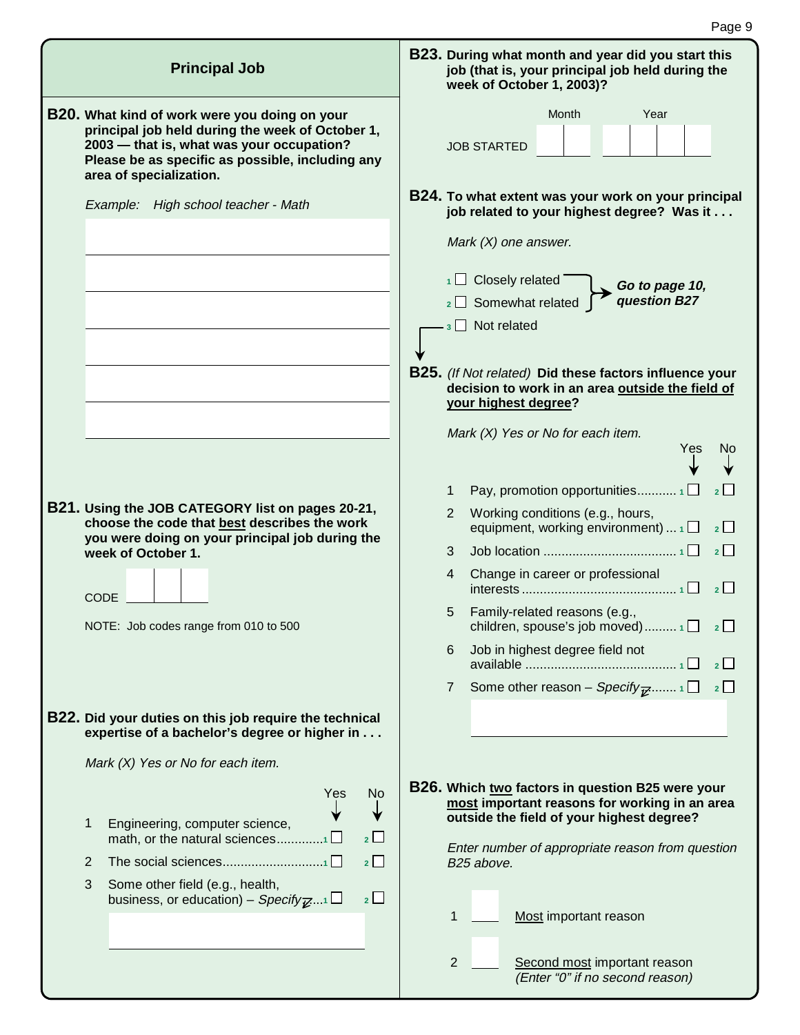## Principal Job

**B20. What kind of work were you doing on your principal job held during the week of October 1, 2003 — that is, what was your occupation? Please be as specific as possible, including any area of specialization.**

*Example: High school teacher - Math*

**B21. Using the JOB CATEGORY list on pages 20-21, choose the code that best describes the work you were doing on your principal job during the week of October 1.**

CODE

NOTE: Job codes range from 010 to 500

**B22. Did your duties on this job require the technical expertise of a bachelor's degree or higher in . . .**

*Mark (X) Yes or No for each item.*

| | | Yes | No |
|---|---|---|---|
| 1 | Engineering, computer science, math, or the natural sciences | 1 ☐ | 2 ☐ |
| 2 | The social sciences | 1 ☐ | 2 ☐ |
| 3 | Some other field (e.g., health, business, or education) – *Specify* | 1 ☐ | 2 ☐ |

**B23. During what month and year did you start this job (that is, your principal job held during the week of October 1, 2003)?**

JOB STARTED Month ☐☐ Year ☐☐☐☐

**B24. To what extent was your work on your principal job related to your highest degree? Was it . . .**

*Mark (X) one answer.*

1 ☐ Closely related → ***Go to page 10, question B27***
2 ☐ Somewhat related → ***Go to page 10, question B27***
3 ☐ Not related

**B25.** *(If Not related)* **Did these factors influence your decision to work in an area outside the field of your highest degree?**

*Mark (X) Yes or No for each item.*

| | | Yes | No |
|---|---|---|---|
| 1 | Pay, promotion opportunities | 1 ☐ | 2 ☐ |
| 2 | Working conditions (e.g., hours, equipment, working environment) | 1 ☐ | 2 ☐ |
| 3 | Job location | 1 ☐ | 2 ☐ |
| 4 | Change in career or professional interests | 1 ☐ | 2 ☐ |
| 5 | Family-related reasons (e.g., children, spouse's job moved) | 1 ☐ | 2 ☐ |
| 6 | Job in highest degree field not available | 1 ☐ | 2 ☐ |
| 7 | Some other reason – *Specify* | 1 ☐ | 2 ☐ |

**B26. Which two factors in question B25 were your most important reasons for working in an area outside the field of your highest degree?**

*Enter number of appropriate reason from question B25 above.*

1 ____ Most important reason

2 ____ Second most important reason
*(Enter "0" if no second reason)*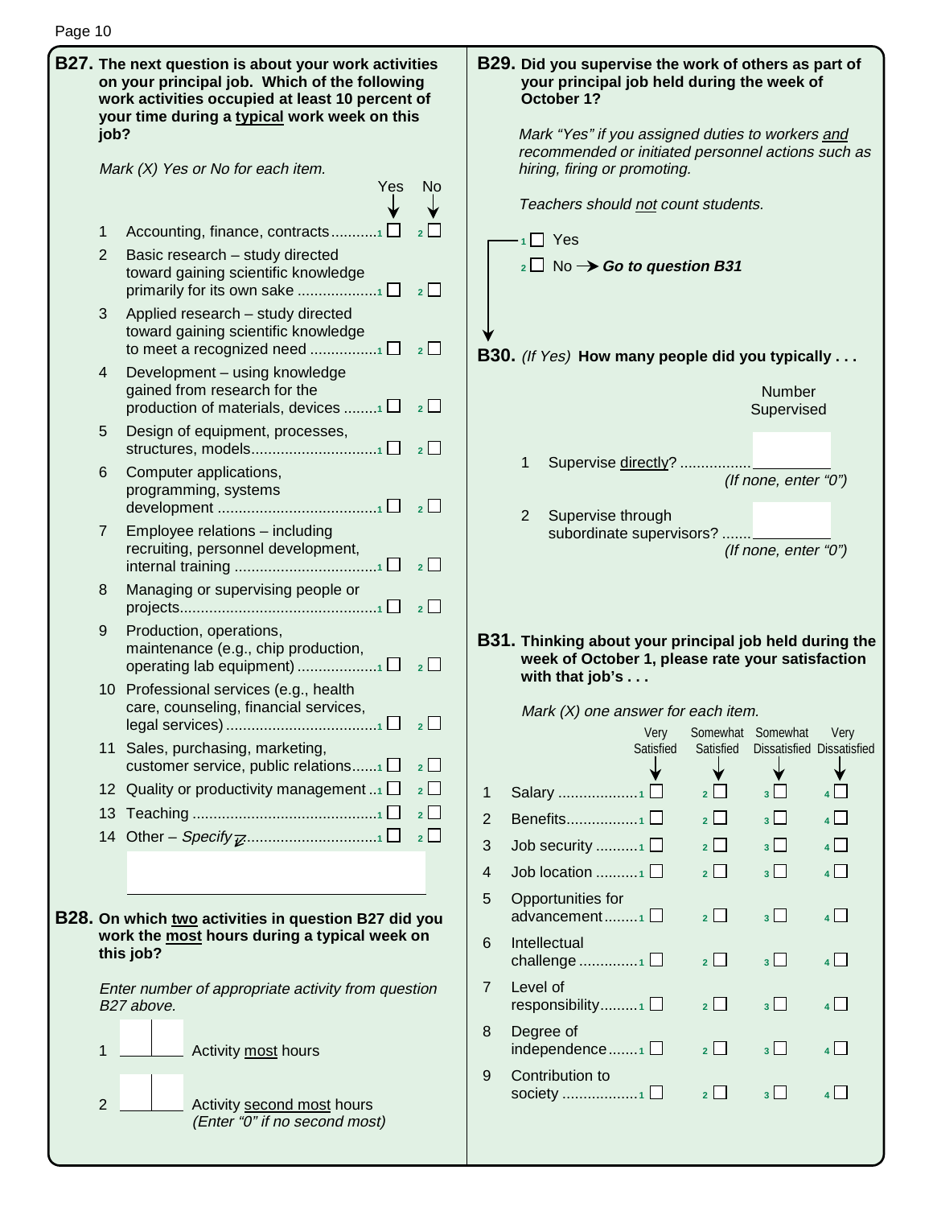**B27. The next question is about your work activities on your principal job. Which of the following work activities occupied at least 10 percent of your time during a typical work week on this job?**

*Mark (X) Yes or No for each item.*

| | | Yes | No |
|---|---|---|---|
| 1 | Accounting, finance, contracts | 1 ☐ | 2 ☐ |
| 2 | Basic research – study directed toward gaining scientific knowledge primarily for its own sake | 1 ☐ | 2 ☐ |
| 3 | Applied research – study directed toward gaining scientific knowledge to meet a recognized need | 1 ☐ | 2 ☐ |
| 4 | Development – using knowledge gained from research for the production of materials, devices | 1 ☐ | 2 ☐ |
| 5 | Design of equipment, processes, structures, models | 1 ☐ | 2 ☐ |
| 6 | Computer applications, programming, systems development | 1 ☐ | 2 ☐ |
| 7 | Employee relations – including recruiting, personnel development, internal training | 1 ☐ | 2 ☐ |
| 8 | Managing or supervising people or projects | 1 ☐ | 2 ☐ |
| 9 | Production, operations, maintenance (e.g., chip production, operating lab equipment) | 1 ☐ | 2 ☐ |
| 10 | Professional services (e.g., health care, counseling, financial services, legal services) | 1 ☐ | 2 ☐ |
| 11 | Sales, purchasing, marketing, customer service, public relations | 1 ☐ | 2 ☐ |
| 12 | Quality or productivity management | 1 ☐ | 2 ☐ |
| 13 | Teaching | 1 ☐ | 2 ☐ |
| 14 | Other – *Specify* | 1 ☐ | 2 ☐ |

____________________

**B28. On which two activities in question B27 did you work the most hours during a typical week on this job?**

*Enter number of appropriate activity from question B27 above.*

1 [ ][ ] Activity most hours

2 [ ][ ] Activity second most hours
*(Enter "0" if no second most)*

**B29. Did you supervise the work of others as part of your principal job held during the week of October 1?**

*Mark "Yes" if you assigned duties to workers and recommended or initiated personnel actions such as hiring, firing or promoting.*

*Teachers should not count students.*

1 ☐ Yes
2 ☐ No → ***Go to question B31***

**B30.** *(If Yes)* **How many people did you typically . . .**

| | | Number Supervised |
|---|---|---|
| 1 | Supervise directly? *(If none, enter "0")* | |
| 2 | Supervise through subordinate supervisors? *(If none, enter "0")* | |

**B31. Thinking about your principal job held during the week of October 1, please rate your satisfaction with that job's . . .**

*Mark (X) one answer for each item.*

| | | Very Satisfied | Somewhat Satisfied | Somewhat Dissatisfied | Very Dissatisfied |
|---|---|---|---|---|---|
| 1 | Salary | 1 ☐ | 2 ☐ | 3 ☐ | 4 ☐ |
| 2 | Benefits | 1 ☐ | 2 ☐ | 3 ☐ | 4 ☐ |
| 3 | Job security | 1 ☐ | 2 ☐ | 3 ☐ | 4 ☐ |
| 4 | Job location | 1 ☐ | 2 ☐ | 3 ☐ | 4 ☐ |
| 5 | Opportunities for advancement | 1 ☐ | 2 ☐ | 3 ☐ | 4 ☐ |
| 6 | Intellectual challenge | 1 ☐ | 2 ☐ | 3 ☐ | 4 ☐ |
| 7 | Level of responsibility | 1 ☐ | 2 ☐ | 3 ☐ | 4 ☐ |
| 8 | Degree of independence | 1 ☐ | 2 ☐ | 3 ☐ | 4 ☐ |
| 9 | Contribution to society | 1 ☐ | 2 ☐ | 3 ☐ | 4 ☐ |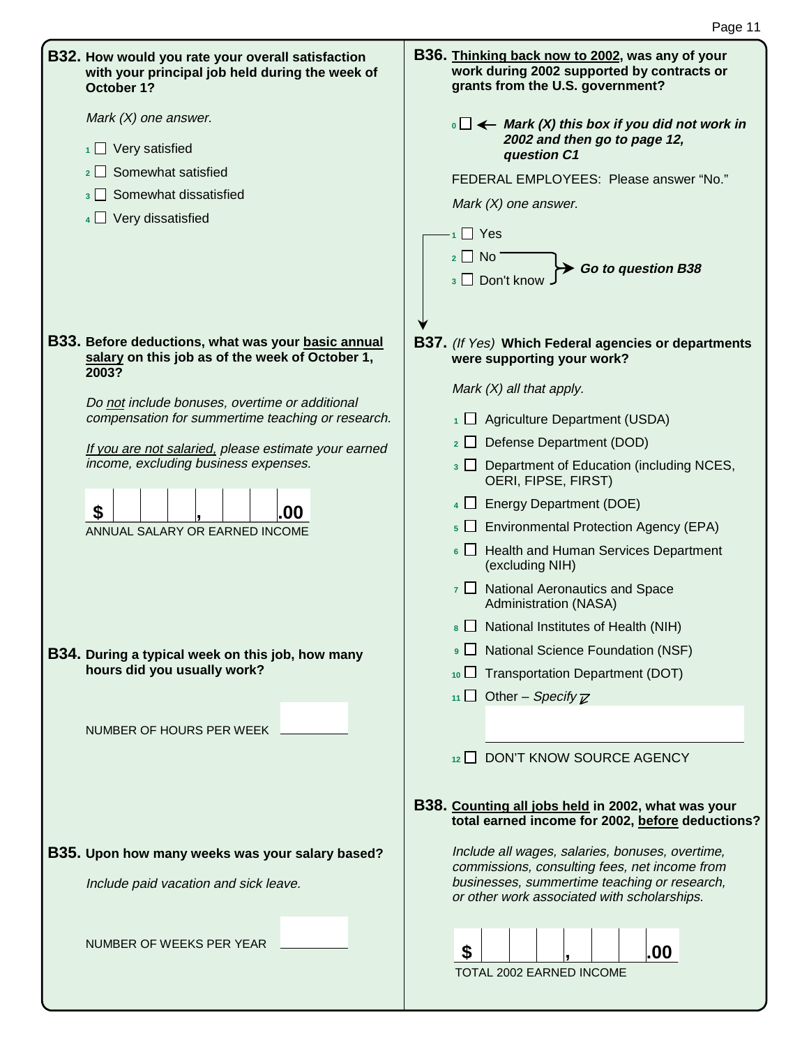**B32. How would you rate your overall satisfaction with your principal job held during the week of October 1?**

*Mark (X) one answer.*

1 ☐ Very satisfied
2 ☐ Somewhat satisfied
3 ☐ Somewhat dissatisfied
4 ☐ Very dissatisfied

**B33. Before deductions, what was your basic annual salary on this job as of the week of October 1, 2003?**

*Do not include bonuses, overtime or additional compensation for summertime teaching or research.*

*If you are not salaried, please estimate your earned income, excluding business expenses.*

$ ___ , ___ .00
ANNUAL SALARY OR EARNED INCOME

**B34. During a typical week on this job, how many hours did you usually work?**

NUMBER OF HOURS PER WEEK ______

**B35. Upon how many weeks was your salary based?**

*Include paid vacation and sick leave.*

NUMBER OF WEEKS PER YEAR ______

**B36. Thinking back now to 2002, was any of your work during 2002 supported by contracts or grants from the U.S. government?**

0 ☐ ← ***Mark (X) this box if you did not work in 2002 and then go to page 12, question C1***

FEDERAL EMPLOYEES: Please answer "No."

*Mark (X) one answer.*

1 ☐ Yes
2 ☐ No → ***Go to question B38***
3 ☐ Don't know → ***Go to question B38***

**B37.** *(If Yes)* **Which Federal agencies or departments were supporting your work?**

*Mark (X) all that apply.*

1 ☐ Agriculture Department (USDA)
2 ☐ Defense Department (DOD)
3 ☐ Department of Education (including NCES, OERI, FIPSE, FIRST)
4 ☐ Energy Department (DOE)
5 ☐ Environmental Protection Agency (EPA)
6 ☐ Health and Human Services Department (excluding NIH)
7 ☐ National Aeronautics and Space Administration (NASA)
8 ☐ National Institutes of Health (NIH)
9 ☐ National Science Foundation (NSF)
10 ☐ Transportation Department (DOT)
11 ☐ Other – *Specify* ______
12 ☐ DON'T KNOW SOURCE AGENCY

**B38. Counting all jobs held in 2002, what was your total earned income for 2002, before deductions?**

*Include all wages, salaries, bonuses, overtime, commissions, consulting fees, net income from businesses, summertime teaching or research, or other work associated with scholarships.*

$ ___ , ___ .00
TOTAL 2002 EARNED INCOME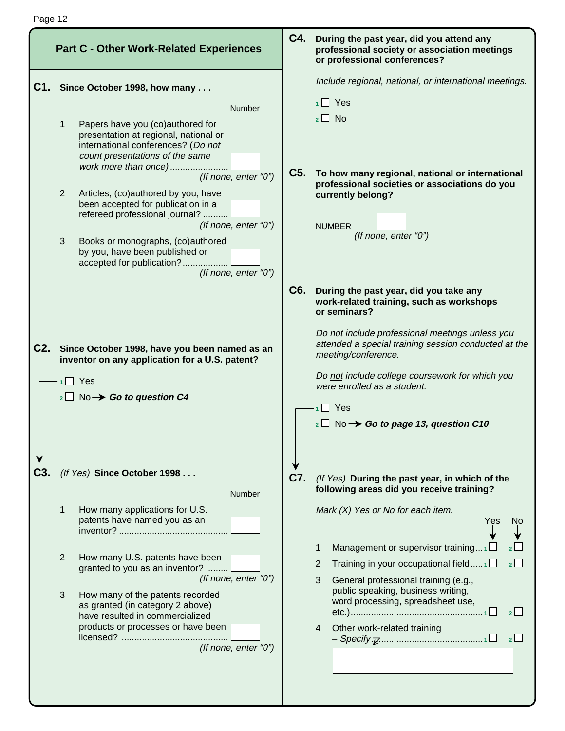## Part C - Other Work-Related Experiences

**C1. Since October 1998, how many . . .**

| | | Number |
|---|---|---|
| 1 | Papers have you (co)authored for presentation at regional, national or international conferences? (*Do not count presentations of the same work more than once*) ...................... *(If none, enter "0")* | |
| 2 | Articles, (co)authored by you, have been accepted for publication in a refereed professional journal? .......... *(If none, enter "0")* | |
| 3 | Books or monographs, (co)authored by you, have been published or accepted for publication? ................. *(If none, enter "0")* | |

**C2. Since October 1998, have you been named as an inventor on any application for a U.S. patent?**

- 1 ☐ Yes
- 2 ☐ No → ***Go to question C4***

**C3.** *(If Yes)* **Since October 1998 . . .**

| | | Number |
|---|---|---|
| 1 | How many applications for U.S. patents have named you as an inventor? .......................................... | |
| 2 | How many U.S. patents have been granted to you as an inventor? ........ *(If none, enter "0")* | |
| 3 | How many of the patents recorded as granted (in category 2 above) have resulted in commercialized products or processes or have been licensed? ......................................... *(If none, enter "0")* | |

**C4. During the past year, did you attend any professional society or association meetings or professional conferences?**

*Include regional, national, or international meetings.*

- 1 ☐ Yes
- 2 ☐ No

**C5. To how many regional, national or international professional societies or associations do you currently belong?**

NUMBER ______ *(If none, enter "0")*

**C6. During the past year, did you take any work-related training, such as workshops or seminars?**

*Do not include professional meetings unless you attended a special training session conducted at the meeting/conference.*

*Do not include college coursework for which you were enrolled as a student.*

- 1 ☐ Yes
- 2 ☐ No → ***Go to page 13, question C10***

**C7.** *(If Yes)* **During the past year, in which of the following areas did you receive training?**

*Mark (X) Yes or No for each item.*

| | | Yes | No |
|---|---|---|---|
| 1 | Management or supervisor training... | 1 ☐ | 2 ☐ |
| 2 | Training in your occupational field..... | 1 ☐ | 2 ☐ |
| 3 | General professional training (e.g., public speaking, business writing, word processing, spreadsheet use, etc.)................................................... | 1 ☐ | 2 ☐ |
| 4 | Other work-related training – *Specify* ........................................ | 1 ☐ | 2 ☐ |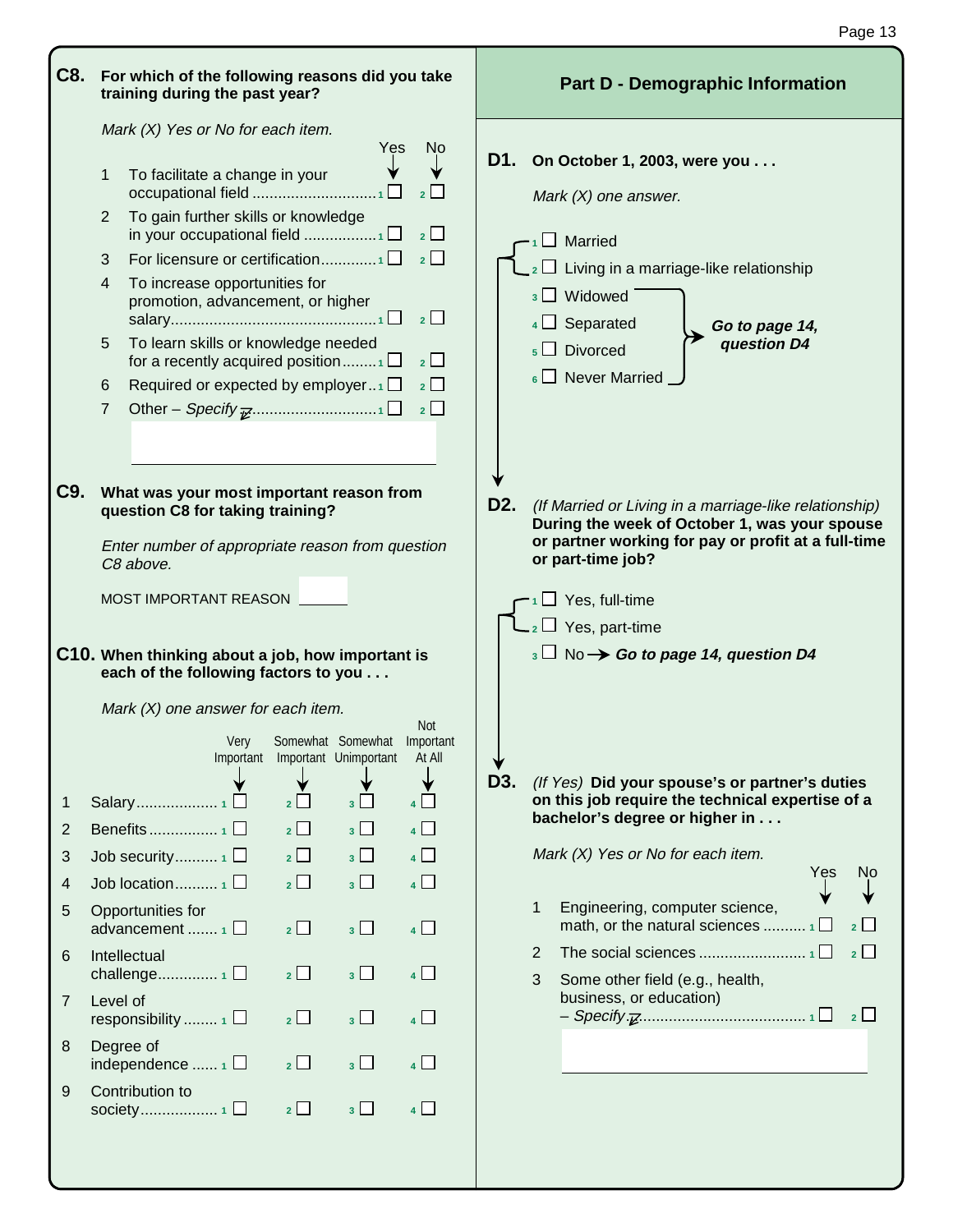**C8. For which of the following reasons did you take training during the past year?**

*Mark (X) Yes or No for each item.*

| | | Yes | No |
|---|---|---|---|
| 1 | To facilitate a change in your occupational field | 1 ☐ | 2 ☐ |
| 2 | To gain further skills or knowledge in your occupational field | 1 ☐ | 2 ☐ |
| 3 | For licensure or certification | 1 ☐ | 2 ☐ |
| 4 | To increase opportunities for promotion, advancement, or higher salary | 1 ☐ | 2 ☐ |
| 5 | To learn skills or knowledge needed for a recently acquired position | 1 ☐ | 2 ☐ |
| 6 | Required or expected by employer | 1 ☐ | 2 ☐ |
| 7 | Other – *Specify* | 1 ☐ | 2 ☐ |

**C9. What was your most important reason from question C8 for taking training?**

*Enter number of appropriate reason from question C8 above.*

MOST IMPORTANT REASON ______

**C10. When thinking about a job, how important is each of the following factors to you . . .**

*Mark (X) one answer for each item.*

| | | Very Important | Somewhat Important | Somewhat Unimportant | Not Important At All |
|---|---|---|---|---|---|
| 1 | Salary | 1 ☐ | 2 ☐ | 3 ☐ | 4 ☐ |
| 2 | Benefits | 1 ☐ | 2 ☐ | 3 ☐ | 4 ☐ |
| 3 | Job security | 1 ☐ | 2 ☐ | 3 ☐ | 4 ☐ |
| 4 | Job location | 1 ☐ | 2 ☐ | 3 ☐ | 4 ☐ |
| 5 | Opportunities for advancement | 1 ☐ | 2 ☐ | 3 ☐ | 4 ☐ |
| 6 | Intellectual challenge | 1 ☐ | 2 ☐ | 3 ☐ | 4 ☐ |
| 7 | Level of responsibility | 1 ☐ | 2 ☐ | 3 ☐ | 4 ☐ |
| 8 | Degree of independence | 1 ☐ | 2 ☐ | 3 ☐ | 4 ☐ |
| 9 | Contribution to society | 1 ☐ | 2 ☐ | 3 ☐ | 4 ☐ |

## Part D - Demographic Information

**D1. On October 1, 2003, were you . . .**

*Mark (X) one answer.*

- 1 ☐ Married
- 2 ☐ Living in a marriage-like relationship
- 3 ☐ Widowed
- 4 ☐ Separated
- 5 ☐ Divorced
- 6 ☐ Never Married

(Widowed, Separated, Divorced, Never Married) → ***Go to page 14, question D4***

**D2.** *(If Married or Living in a marriage-like relationship)* **During the week of October 1, was your spouse or partner working for pay or profit at a full-time or part-time job?**

- 1 ☐ Yes, full-time
- 2 ☐ Yes, part-time
- 3 ☐ No → ***Go to page 14, question D4***

**D3.** *(If Yes)* **Did your spouse's or partner's duties on this job require the technical expertise of a bachelor's degree or higher in . . .**

*Mark (X) Yes or No for each item.*

| | | Yes | No |
|---|---|---|---|
| 1 | Engineering, computer science, math, or the natural sciences | 1 ☐ | 2 ☐ |
| 2 | The social sciences | 1 ☐ | 2 ☐ |
| 3 | Some other field (e.g., health, business, or education) – *Specify* | 1 ☐ | 2 ☐ |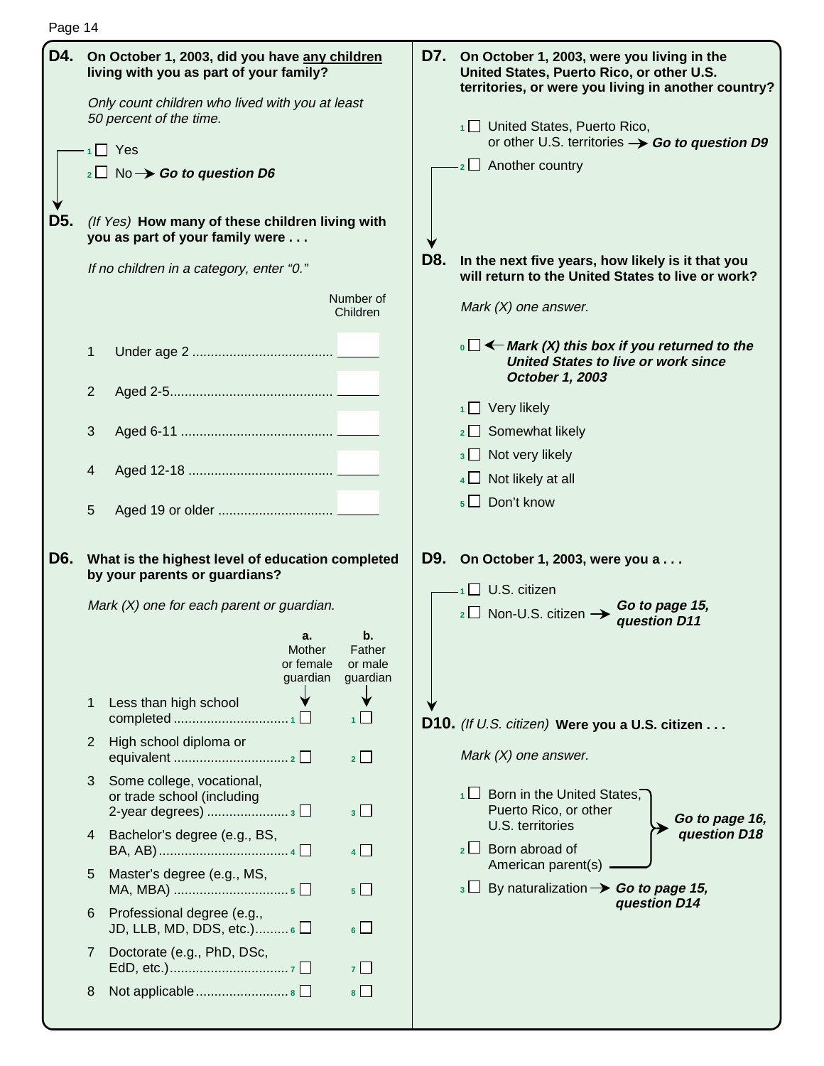**D4. On October 1, 2003, did you have any children living with you as part of your family?**

*Only count children who lived with you at least 50 percent of the time.*

- 1 ☐ Yes
- 2 ☐ No → ***Go to question D6***

**D5.** *(If Yes)* **How many of these children living with you as part of your family were . . .**

*If no children in a category, enter "0."*

| | | Number of Children |
|---|---|---|
| 1 | Under age 2 | ____ |
| 2 | Aged 2-5 | ____ |
| 3 | Aged 6-11 | ____ |
| 4 | Aged 12-18 | ____ |
| 5 | Aged 19 or older | ____ |

**D6. What is the highest level of education completed by your parents or guardians?**

*Mark (X) one for each parent or guardian.*

| | | a. Mother or female guardian | b. Father or male guardian |
|---|---|---|---|
| 1 | Less than high school completed | 1 ☐ | 1 ☐ |
| 2 | High school diploma or equivalent | 2 ☐ | 2 ☐ |
| 3 | Some college, vocational, or trade school (including 2-year degrees) | 3 ☐ | 3 ☐ |
| 4 | Bachelor's degree (e.g., BS, BA, AB) | 4 ☐ | 4 ☐ |
| 5 | Master's degree (e.g., MS, MA, MBA) | 5 ☐ | 5 ☐ |
| 6 | Professional degree (e.g., JD, LLB, MD, DDS, etc.) | 6 ☐ | 6 ☐ |
| 7 | Doctorate (e.g., PhD, DSc, EdD, etc.) | 7 ☐ | 7 ☐ |
| 8 | Not applicable | 8 ☐ | 8 ☐ |

**D7. On October 1, 2003, were you living in the United States, Puerto Rico, or other U.S. territories, or were you living in another country?**

- 1 ☐ United States, Puerto Rico, or other U.S. territories → ***Go to question D9***
- 2 ☐ Another country

**D8. In the next five years, how likely is it that you will return to the United States to live or work?**

*Mark (X) one answer.*

- 0 ☐ ← ***Mark (X) this box if you returned to the United States to live or work since October 1, 2003***
- 1 ☐ Very likely
- 2 ☐ Somewhat likely
- 3 ☐ Not very likely
- 4 ☐ Not likely at all
- 5 ☐ Don't know

**D9. On October 1, 2003, were you a . . .**

- 1 ☐ U.S. citizen
- 2 ☐ Non-U.S. citizen → ***Go to page 15, question D11***

**D10.** *(If U.S. citizen)* **Were you a U.S. citizen . . .**

*Mark (X) one answer.*

- 1 ☐ Born in the United States, Puerto Rico, or other U.S. territories → ***Go to page 16, question D18***
- 2 ☐ Born abroad of American parent(s) → ***Go to page 16, question D18***
- 3 ☐ By naturalization → ***Go to page 15, question D14***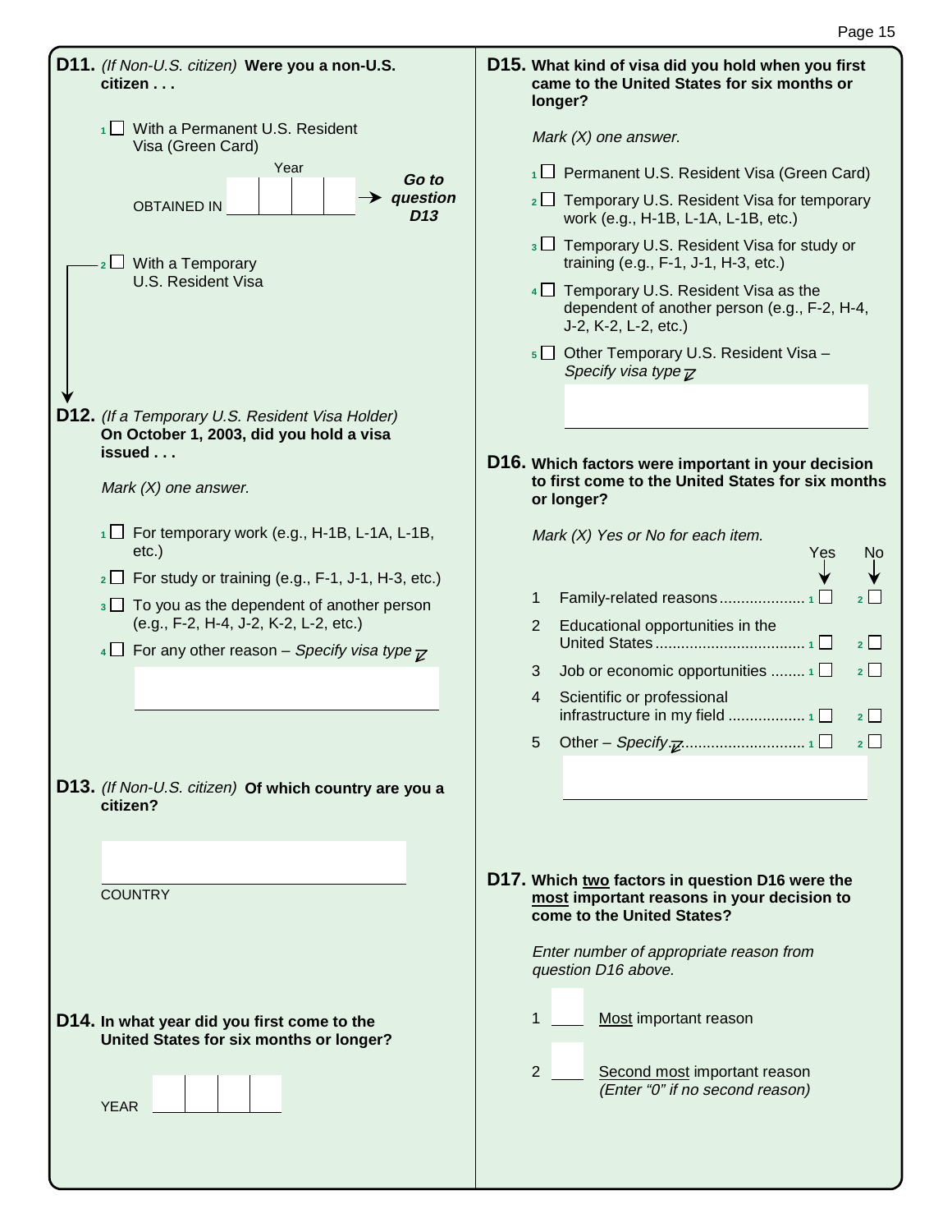**D11.** *(If Non-U.S. citizen)* **Were you a non-U.S. citizen . . .**

1 ☐ With a Permanent U.S. Resident Visa (Green Card)

OBTAINED IN Year ☐☐☐☐ → ***Go to question D13***

2 ☐ With a Temporary U.S. Resident Visa

**D12.** *(If a Temporary U.S. Resident Visa Holder)* **On October 1, 2003, did you hold a visa issued . . .**

*Mark (X) one answer.*

1 ☐ For temporary work (e.g., H-1B, L-1A, L-1B, etc.)

2 ☐ For study or training (e.g., F-1, J-1, H-3, etc.)

3 ☐ To you as the dependent of another person (e.g., F-2, H-4, J-2, K-2, L-2, etc.)

4 ☐ For any other reason – *Specify visa type*

**D13.** *(If Non-U.S. citizen)* **Of which country are you a citizen?**

COUNTRY

**D14. In what year did you first come to the United States for six months or longer?**

YEAR ☐☐☐☐

**D15. What kind of visa did you hold when you first came to the United States for six months or longer?**

*Mark (X) one answer.*

1 ☐ Permanent U.S. Resident Visa (Green Card)

2 ☐ Temporary U.S. Resident Visa for temporary work (e.g., H-1B, L-1A, L-1B, etc.)

3 ☐ Temporary U.S. Resident Visa for study or training (e.g., F-1, J-1, H-3, etc.)

4 ☐ Temporary U.S. Resident Visa as the dependent of another person (e.g., F-2, H-4, J-2, K-2, L-2, etc.)

5 ☐ Other Temporary U.S. Resident Visa – *Specify visa type*

**D16. Which factors were important in your decision to first come to the United States for six months or longer?**

*Mark (X) Yes or No for each item.*

| | | Yes | No |
|---|---|---|---|
| 1 | Family-related reasons | 1 ☐ | 2 ☐ |
| 2 | Educational opportunities in the United States | 1 ☐ | 2 ☐ |
| 3 | Job or economic opportunities | 1 ☐ | 2 ☐ |
| 4 | Scientific or professional infrastructure in my field | 1 ☐ | 2 ☐ |
| 5 | Other – *Specify* | 1 ☐ | 2 ☐ |

**D17. Which two factors in question D16 were the most important reasons in your decision to come to the United States?**

*Enter number of appropriate reason from question D16 above.*

1 ____ Most important reason

2 ____ Second most important reason *(Enter "0" if no second reason)*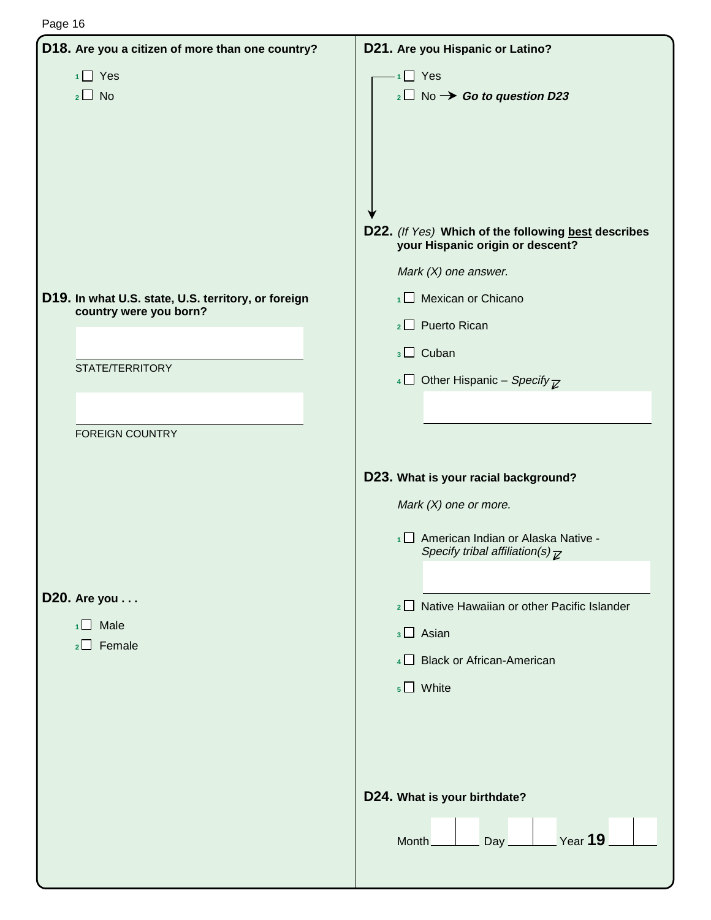**D18. Are you a citizen of more than one country?**

1 ☐ Yes
2 ☐ No

**D19. In what U.S. state, U.S. territory, or foreign country were you born?**

STATE/TERRITORY ____________________

FOREIGN COUNTRY ____________________

**D20. Are you . . .**

1 ☐ Male
2 ☐ Female

**D21. Are you Hispanic or Latino?**

1 ☐ Yes
2 ☐ No → ***Go to question D23***

**D22.** *(If Yes)* **Which of the following <u>best</u> describes your Hispanic origin or descent?**

*Mark (X) one answer.*

1 ☐ Mexican or Chicano
2 ☐ Puerto Rican
3 ☐ Cuban
4 ☐ Other Hispanic – *Specify* ____________________

**D23. What is your racial background?**

*Mark (X) one or more.*

1 ☐ American Indian or Alaska Native - *Specify tribal affiliation(s)* ____________________
2 ☐ Native Hawaiian or other Pacific Islander
3 ☐ Asian
4 ☐ Black or African-American
5 ☐ White

**D24. What is your birthdate?**

Month ___ ___ Day ___ ___ Year **19** ___ ___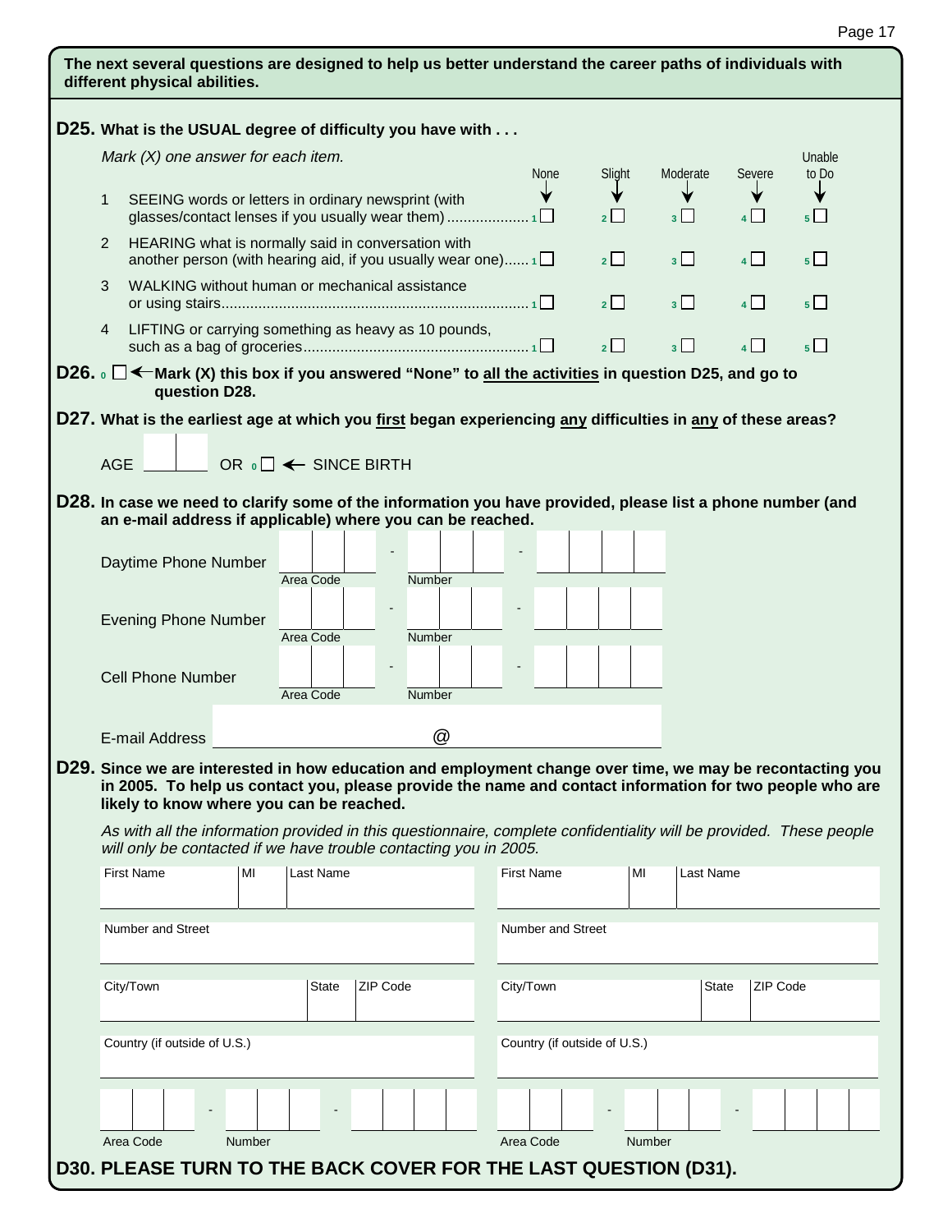**The next several questions are designed to help us better understand the career paths of individuals with different physical abilities.**

**D25. What is the USUAL degree of difficulty you have with . . .**

*Mark (X) one answer for each item.*

| | | None | Slight | Moderate | Severe | Unable to Do |
|---|---|---|---|---|---|---|
| 1 | SEEING words or letters in ordinary newsprint (with glasses/contact lenses if you usually wear them) | 1 ☐ | 2 ☐ | 3 ☐ | 4 ☐ | 5 ☐ |
| 2 | HEARING what is normally said in conversation with another person (with hearing aid, if you usually wear one) | 1 ☐ | 2 ☐ | 3 ☐ | 4 ☐ | 5 ☐ |
| 3 | WALKING without human or mechanical assistance or using stairs | 1 ☐ | 2 ☐ | 3 ☐ | 4 ☐ | 5 ☐ |
| 4 | LIFTING or carrying something as heavy as 10 pounds, such as a bag of groceries | 1 ☐ | 2 ☐ | 3 ☐ | 4 ☐ | 5 ☐ |

**D26.** 0 ☐ ← **Mark (X) this box if you answered "None" to all the activities in question D25, and go to question D28.**

**D27. What is the earliest age at which you first began experiencing any difficulties in any of these areas?**

AGE ☐☐ OR 0 ☐ ← SINCE BIRTH

**D28. In case we need to clarify some of the information you have provided, please list a phone number (and an e-mail address if applicable) where you can be reached.**

Daytime Phone Number ☐☐☐ - ☐☐☐ - ☐☐☐☐
Area Code / Number

Evening Phone Number ☐☐☐ - ☐☐☐ - ☐☐☐☐
Area Code / Number

Cell Phone Number ☐☐☐ - ☐☐☐ - ☐☐☐☐
Area Code / Number

E-mail Address ____________ @ ____________

**D29. Since we are interested in how education and employment change over time, we may be recontacting you in 2005. To help us contact you, please provide the name and contact information for two people who are likely to know where you can be reached.**

*As with all the information provided in this questionnaire, complete confidentiality will be provided. These people will only be contacted if we have trouble contacting you in 2005.*

| Contact 1 | Contact 2 |
|---|---|
| First Name / MI / Last Name | First Name / MI / Last Name |
| Number and Street | Number and Street |
| City/Town / State / ZIP Code | City/Town / State / ZIP Code |
| Country (if outside of U.S.) | Country (if outside of U.S.) |
| ☐☐☐ - ☐☐☐ - ☐☐☐☐ (Area Code / Number) | ☐☐☐ - ☐☐☐ - ☐☐☐☐ (Area Code / Number) |

**D30. PLEASE TURN TO THE BACK COVER FOR THE LAST QUESTION (D31).**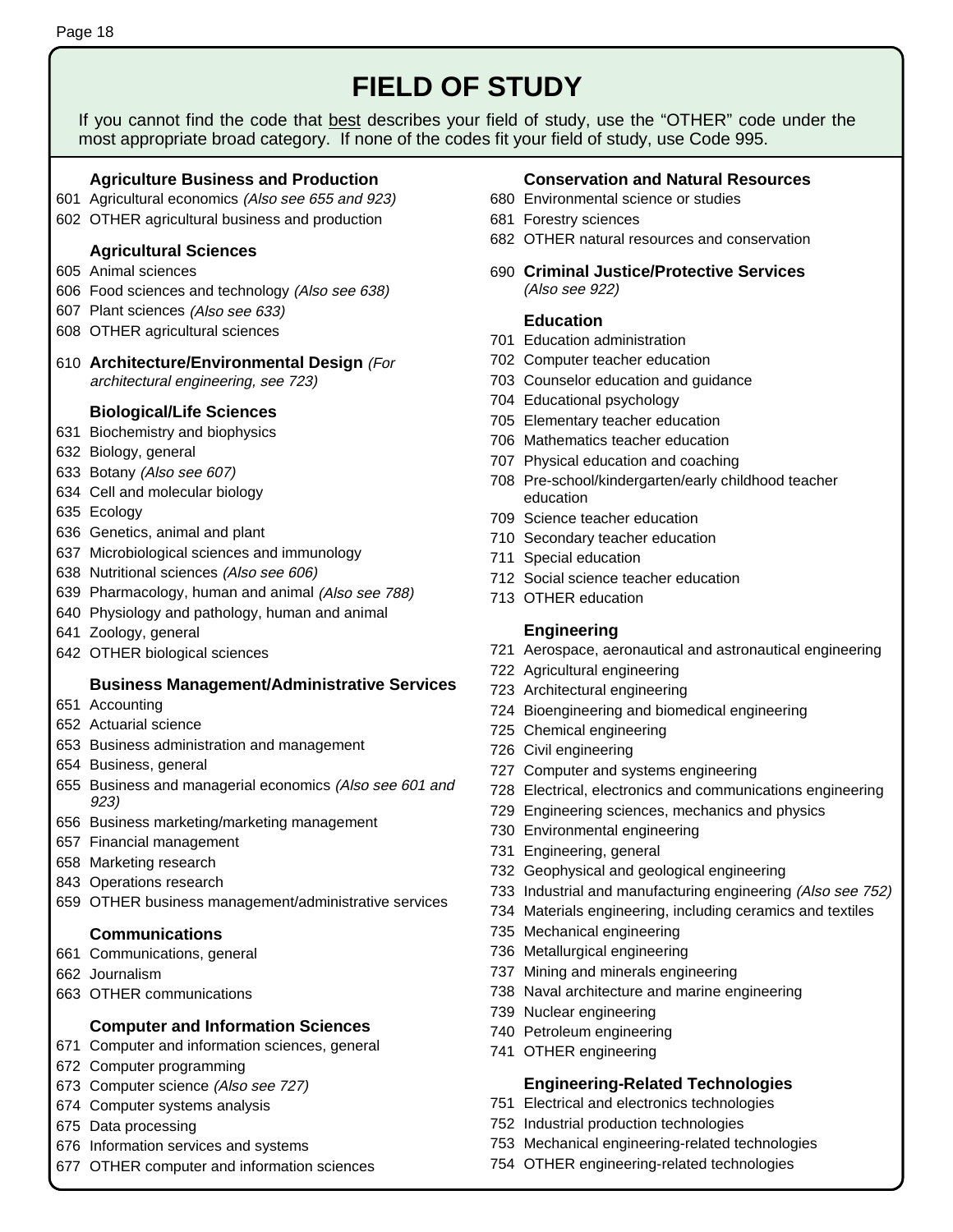# FIELD OF STUDY

If you cannot find the code that best describes your field of study, use the "OTHER" code under the most appropriate broad category. If none of the codes fit your field of study, use Code 995.

### Agriculture Business and Production

601 Agricultural economics *(Also see 655 and 923)*
602 OTHER agricultural business and production

### Agricultural Sciences

605 Animal sciences
606 Food sciences and technology *(Also see 638)*
607 Plant sciences *(Also see 633)*
608 OTHER agricultural sciences

610 **Architecture/Environmental Design** *(For architectural engineering, see 723)*

### Biological/Life Sciences

631 Biochemistry and biophysics
632 Biology, general
633 Botany *(Also see 607)*
634 Cell and molecular biology
635 Ecology
636 Genetics, animal and plant
637 Microbiological sciences and immunology
638 Nutritional sciences *(Also see 606)*
639 Pharmacology, human and animal *(Also see 788)*
640 Physiology and pathology, human and animal
641 Zoology, general
642 OTHER biological sciences

### Business Management/Administrative Services

651 Accounting
652 Actuarial science
653 Business administration and management
654 Business, general
655 Business and managerial economics *(Also see 601 and 923)*
656 Business marketing/marketing management
657 Financial management
658 Marketing research
843 Operations research
659 OTHER business management/administrative services

### Communications

661 Communications, general
662 Journalism
663 OTHER communications

### Computer and Information Sciences

671 Computer and information sciences, general
672 Computer programming
673 Computer science *(Also see 727)*
674 Computer systems analysis
675 Data processing
676 Information services and systems
677 OTHER computer and information sciences

### Conservation and Natural Resources

680 Environmental science or studies
681 Forestry sciences
682 OTHER natural resources and conservation

690 **Criminal Justice/Protective Services** *(Also see 922)*

### Education

701 Education administration
702 Computer teacher education
703 Counselor education and guidance
704 Educational psychology
705 Elementary teacher education
706 Mathematics teacher education
707 Physical education and coaching
708 Pre-school/kindergarten/early childhood teacher education
709 Science teacher education
710 Secondary teacher education
711 Special education
712 Social science teacher education
713 OTHER education

### Engineering

721 Aerospace, aeronautical and astronautical engineering
722 Agricultural engineering
723 Architectural engineering
724 Bioengineering and biomedical engineering
725 Chemical engineering
726 Civil engineering
727 Computer and systems engineering
728 Electrical, electronics and communications engineering
729 Engineering sciences, mechanics and physics
730 Environmental engineering
731 Engineering, general
732 Geophysical and geological engineering
733 Industrial and manufacturing engineering *(Also see 752)*
734 Materials engineering, including ceramics and textiles
735 Mechanical engineering
736 Metallurgical engineering
737 Mining and minerals engineering
738 Naval architecture and marine engineering
739 Nuclear engineering
740 Petroleum engineering
741 OTHER engineering

### Engineering-Related Technologies

751 Electrical and electronics technologies
752 Industrial production technologies
753 Mechanical engineering-related technologies
754 OTHER engineering-related technologies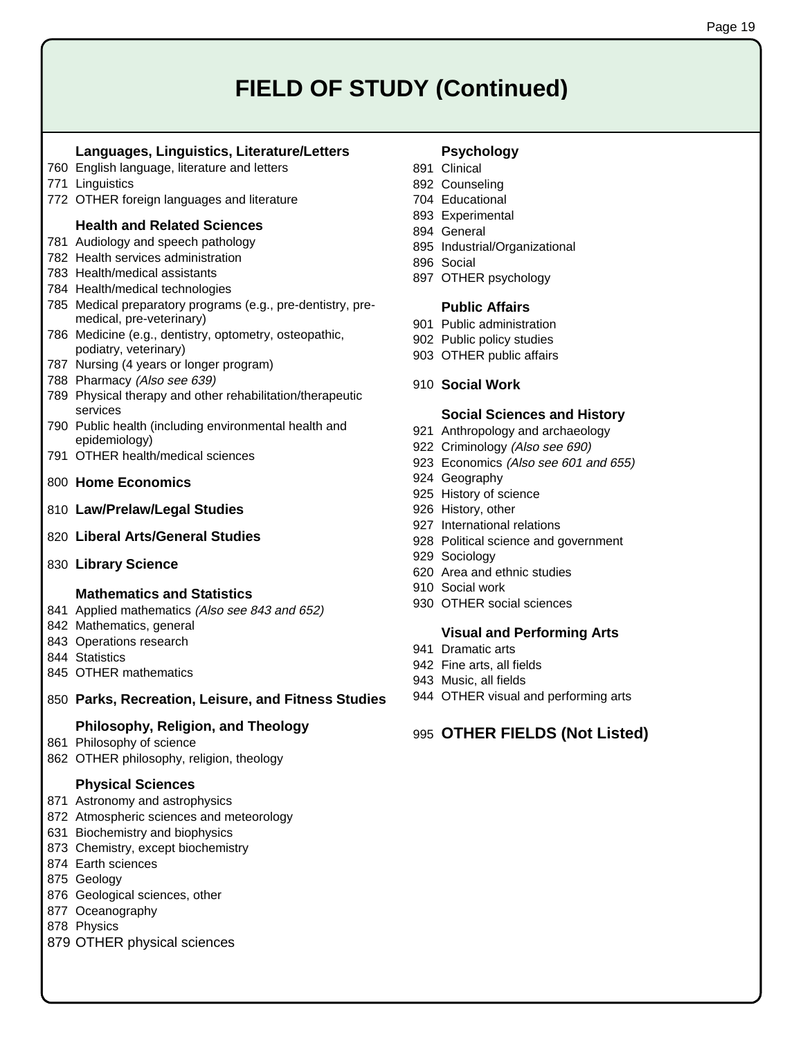# FIELD OF STUDY (Continued)

### Languages, Linguistics, Literature/Letters

760 English language, literature and letters
771 Linguistics
772 OTHER foreign languages and literature

### Health and Related Sciences

781 Audiology and speech pathology
782 Health services administration
783 Health/medical assistants
784 Health/medical technologies
785 Medical preparatory programs (e.g., pre-dentistry, pre-medical, pre-veterinary)
786 Medicine (e.g., dentistry, optometry, osteopathic, podiatry, veterinary)
787 Nursing (4 years or longer program)
788 Pharmacy *(Also see 639)*
789 Physical therapy and other rehabilitation/therapeutic services
790 Public health (including environmental health and epidemiology)
791 OTHER health/medical sciences

### 800 Home Economics

### 810 Law/Prelaw/Legal Studies

### 820 Liberal Arts/General Studies

### 830 Library Science

### Mathematics and Statistics

841 Applied mathematics *(Also see 843 and 652)*
842 Mathematics, general
843 Operations research
844 Statistics
845 OTHER mathematics

### 850 Parks, Recreation, Leisure, and Fitness Studies

### Philosophy, Religion, and Theology

861 Philosophy of science
862 OTHER philosophy, religion, theology

### Physical Sciences

871 Astronomy and astrophysics
872 Atmospheric sciences and meteorology
631 Biochemistry and biophysics
873 Chemistry, except biochemistry
874 Earth sciences
875 Geology
876 Geological sciences, other
877 Oceanography
878 Physics
879 OTHER physical sciences

### Psychology

891 Clinical
892 Counseling
704 Educational
893 Experimental
894 General
895 Industrial/Organizational
896 Social
897 OTHER psychology

### Public Affairs

901 Public administration
902 Public policy studies
903 OTHER public affairs

### 910 Social Work

### Social Sciences and History

921 Anthropology and archaeology
922 Criminology *(Also see 690)*
923 Economics *(Also see 601 and 655)*
924 Geography
925 History of science
926 History, other
927 International relations
928 Political science and government
929 Sociology
620 Area and ethnic studies
910 Social work
930 OTHER social sciences

### Visual and Performing Arts

941 Dramatic arts
942 Fine arts, all fields
943 Music, all fields
944 OTHER visual and performing arts

## 995 OTHER FIELDS (Not Listed)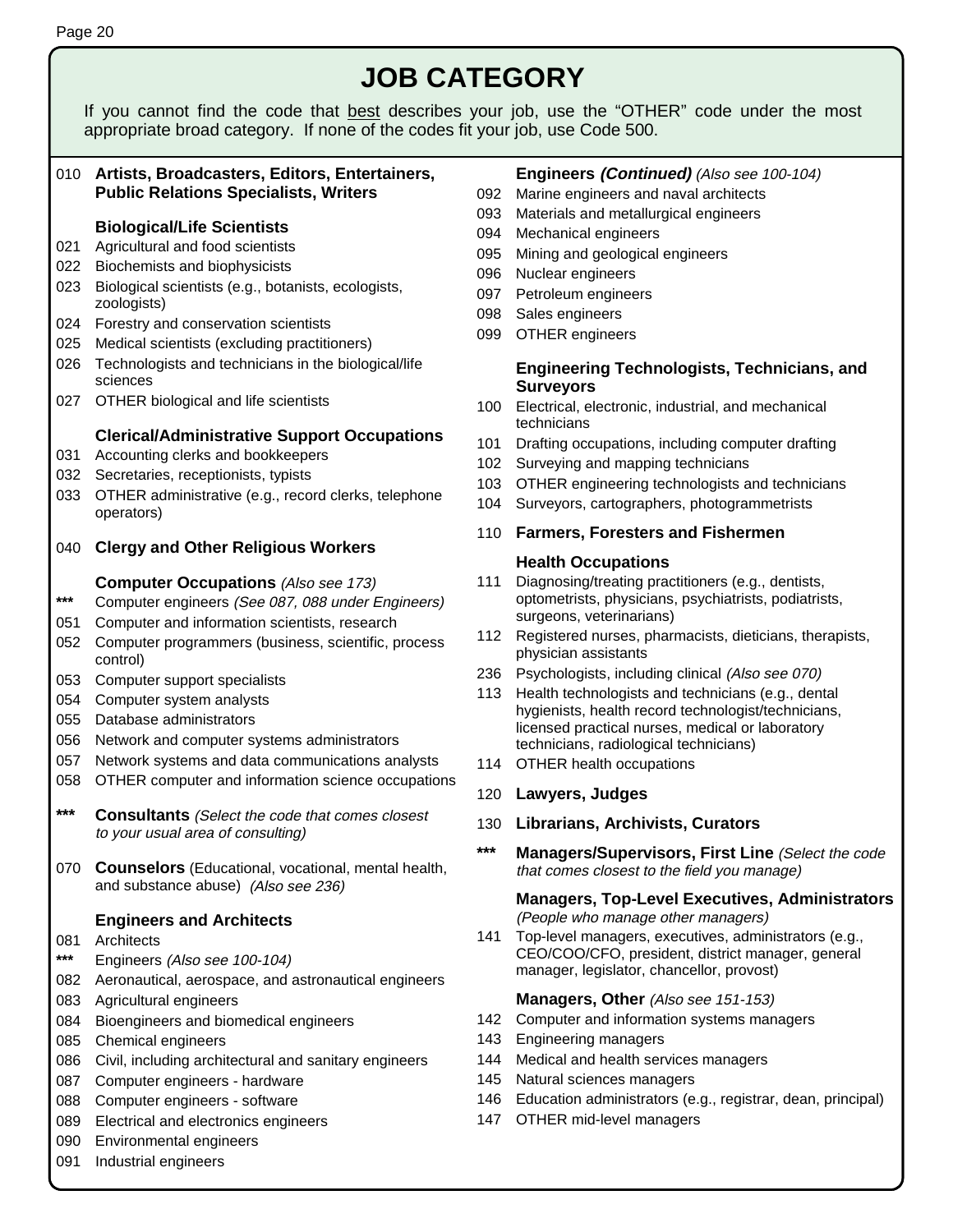# JOB CATEGORY

If you cannot find the code that best describes your job, use the "OTHER" code under the most appropriate broad category. If none of the codes fit your job, use Code 500.

010 **Artists, Broadcasters, Editors, Entertainers, Public Relations Specialists, Writers**

**Biological/Life Scientists**

021 Agricultural and food scientists
022 Biochemists and biophysicists
023 Biological scientists (e.g., botanists, ecologists, zoologists)
024 Forestry and conservation scientists
025 Medical scientists (excluding practitioners)
026 Technologists and technicians in the biological/life sciences
027 OTHER biological and life scientists

**Clerical/Administrative Support Occupations**

031 Accounting clerks and bookkeepers
032 Secretaries, receptionists, typists
033 OTHER administrative (e.g., record clerks, telephone operators)

040 **Clergy and Other Religious Workers**

**Computer Occupations** *(Also see 173)*

*** Computer engineers *(See 087, 088 under Engineers)*
051 Computer and information scientists, research
052 Computer programmers (business, scientific, process control)
053 Computer support specialists
054 Computer system analysts
055 Database administrators
056 Network and computer systems administrators
057 Network systems and data communications analysts
058 OTHER computer and information science occupations

*** **Consultants** *(Select the code that comes closest to your usual area of consulting)*

070 **Counselors** (Educational, vocational, mental health, and substance abuse) *(Also see 236)*

**Engineers and Architects**

081 Architects
*** Engineers *(Also see 100-104)*
082 Aeronautical, aerospace, and astronautical engineers
083 Agricultural engineers
084 Bioengineers and biomedical engineers
085 Chemical engineers
086 Civil, including architectural and sanitary engineers
087 Computer engineers - hardware
088 Computer engineers - software
089 Electrical and electronics engineers
090 Environmental engineers
091 Industrial engineers

**Engineers *(Continued)*** *(Also see 100-104)*

092 Marine engineers and naval architects
093 Materials and metallurgical engineers
094 Mechanical engineers
095 Mining and geological engineers
096 Nuclear engineers
097 Petroleum engineers
098 Sales engineers
099 OTHER engineers

**Engineering Technologists, Technicians, and Surveyors**

100 Electrical, electronic, industrial, and mechanical technicians
101 Drafting occupations, including computer drafting
102 Surveying and mapping technicians
103 OTHER engineering technologists and technicians
104 Surveyors, cartographers, photogrammetrists

110 **Farmers, Foresters and Fishermen**

**Health Occupations**

111 Diagnosing/treating practitioners (e.g., dentists, optometrists, physicians, psychiatrists, podiatrists, surgeons, veterinarians)
112 Registered nurses, pharmacists, dieticians, therapists, physician assistants
236 Psychologists, including clinical *(Also see 070)*
113 Health technologists and technicians (e.g., dental hygienists, health record technologist/technicians, licensed practical nurses, medical or laboratory technicians, radiological technicians)
114 OTHER health occupations

120 **Lawyers, Judges**

130 **Librarians, Archivists, Curators**

*** **Managers/Supervisors, First Line** *(Select the code that comes closest to the field you manage)*

**Managers, Top-Level Executives, Administrators**
*(People who manage other managers)*

141 Top-level managers, executives, administrators (e.g., CEO/COO/CFO, president, district manager, general manager, legislator, chancellor, provost)

**Managers, Other** *(Also see 151-153)*

142 Computer and information systems managers
143 Engineering managers
144 Medical and health services managers
145 Natural sciences managers
146 Education administrators (e.g., registrar, dean, principal)
147 OTHER mid-level managers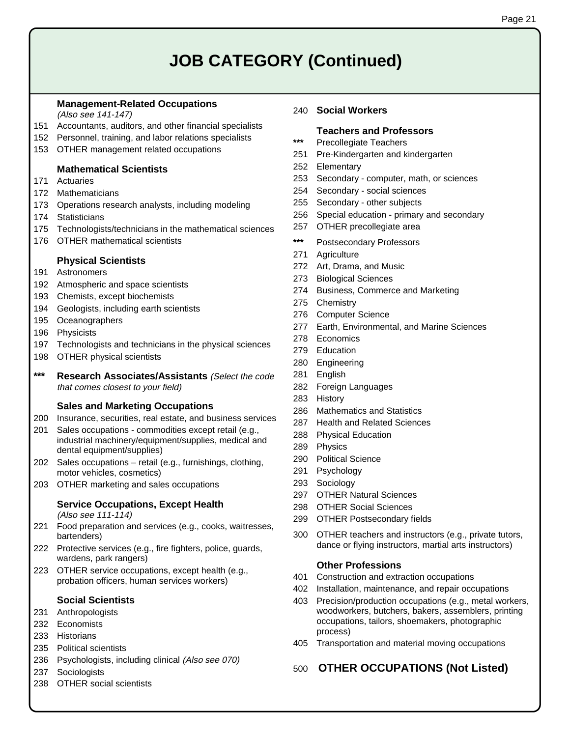# JOB CATEGORY (Continued)

### Management-Related Occupations

*(Also see 141-147)*

151 Accountants, auditors, and other financial specialists
152 Personnel, training, and labor relations specialists
153 OTHER management related occupations

### Mathematical Scientists

171 Actuaries
172 Mathematicians
173 Operations research analysts, including modeling
174 Statisticians
175 Technologists/technicians in the mathematical sciences
176 OTHER mathematical scientists

### Physical Scientists

191 Astronomers
192 Atmospheric and space scientists
193 Chemists, except biochemists
194 Geologists, including earth scientists
195 Oceanographers
196 Physicists
197 Technologists and technicians in the physical sciences
198 OTHER physical scientists

*** **Research Associates/Assistants** *(Select the code that comes closest to your field)*

### Sales and Marketing Occupations

200 Insurance, securities, real estate, and business services
201 Sales occupations - commodities except retail (e.g., industrial machinery/equipment/supplies, medical and dental equipment/supplies)
202 Sales occupations – retail (e.g., furnishings, clothing, motor vehicles, cosmetics)
203 OTHER marketing and sales occupations

### Service Occupations, Except Health

*(Also see 111-114)*

221 Food preparation and services (e.g., cooks, waitresses, bartenders)
222 Protective services (e.g., fire fighters, police, guards, wardens, park rangers)
223 OTHER service occupations, except health (e.g., probation officers, human services workers)

### Social Scientists

231 Anthropologists
232 Economists
233 Historians
235 Political scientists
236 Psychologists, including clinical *(Also see 070)*
237 Sociologists
238 OTHER social scientists

240 **Social Workers**

### Teachers and Professors

*** Precollegiate Teachers
251 Pre-Kindergarten and kindergarten
252 Elementary
253 Secondary - computer, math, or sciences
254 Secondary - social sciences
255 Secondary - other subjects
256 Special education - primary and secondary
257 OTHER precollegiate area

*** Postsecondary Professors
271 Agriculture
272 Art, Drama, and Music
273 Biological Sciences
274 Business, Commerce and Marketing
275 Chemistry
276 Computer Science
277 Earth, Environmental, and Marine Sciences
278 Economics
279 Education
280 Engineering
281 English
282 Foreign Languages
283 History
286 Mathematics and Statistics
287 Health and Related Sciences
288 Physical Education
289 Physics
290 Political Science
291 Psychology
293 Sociology
297 OTHER Natural Sciences
298 OTHER Social Sciences
299 OTHER Postsecondary fields

300 OTHER teachers and instructors (e.g., private tutors, dance or flying instructors, martial arts instructors)

### Other Professions

401 Construction and extraction occupations
402 Installation, maintenance, and repair occupations
403 Precision/production occupations (e.g., metal workers, woodworkers, butchers, bakers, assemblers, printing occupations, tailors, shoemakers, photographic process)
405 Transportation and material moving occupations

500 **OTHER OCCUPATIONS (Not Listed)**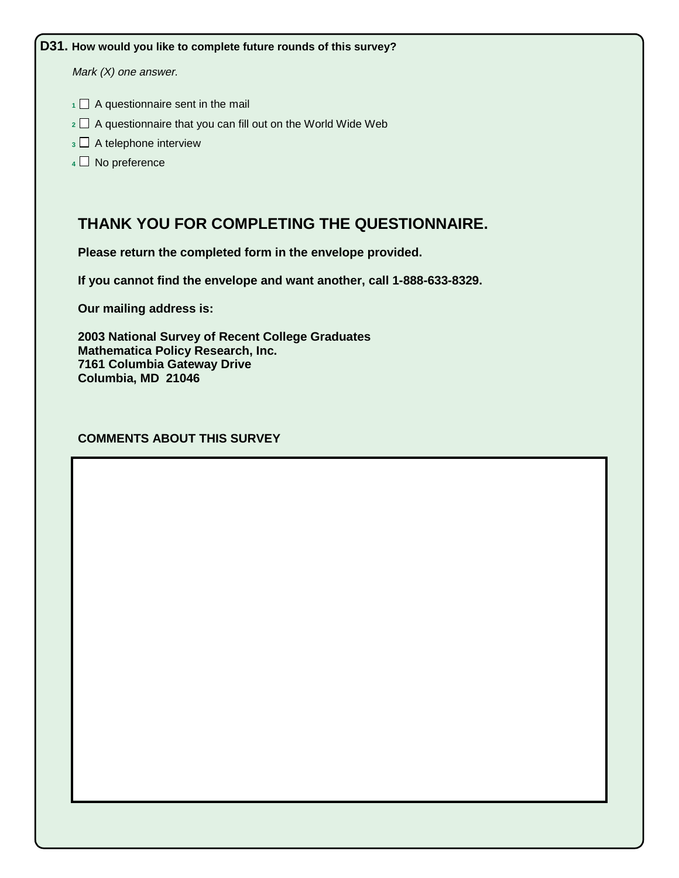**D31. How would you like to complete future rounds of this survey?**

*Mark (X) one answer.*

1 ☐ A questionnaire sent in the mail

2 ☐ A questionnaire that you can fill out on the World Wide Web

3 ☐ A telephone interview

4 ☐ No preference

## THANK YOU FOR COMPLETING THE QUESTIONNAIRE.

**Please return the completed form in the envelope provided.**

**If you cannot find the envelope and want another, call 1-888-633-8329.**

**Our mailing address is:**

**2003 National Survey of Recent College Graduates**
**Mathematica Policy Research, Inc.**
**7161 Columbia Gateway Drive**
**Columbia, MD 21046**

**COMMENTS ABOUT THIS SURVEY**